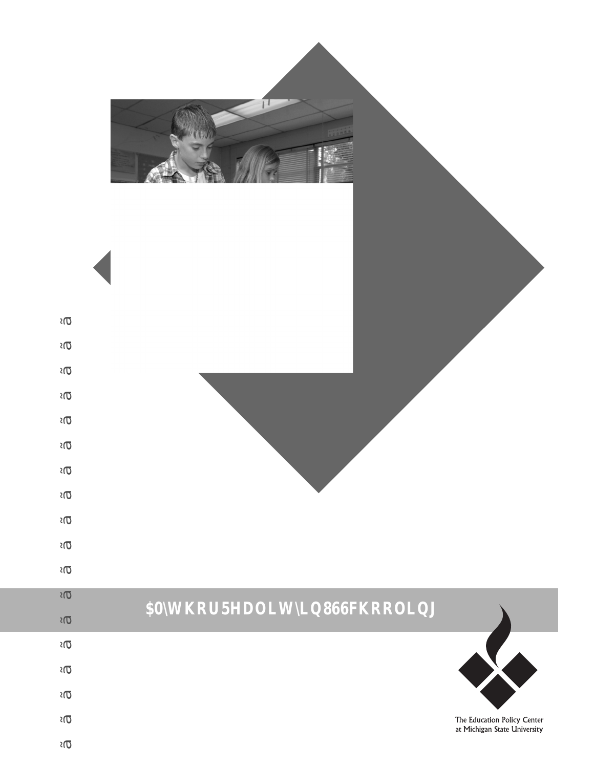## A Myth or Reality in U.S. Schooling

The Education Policy Center
at Michigan State University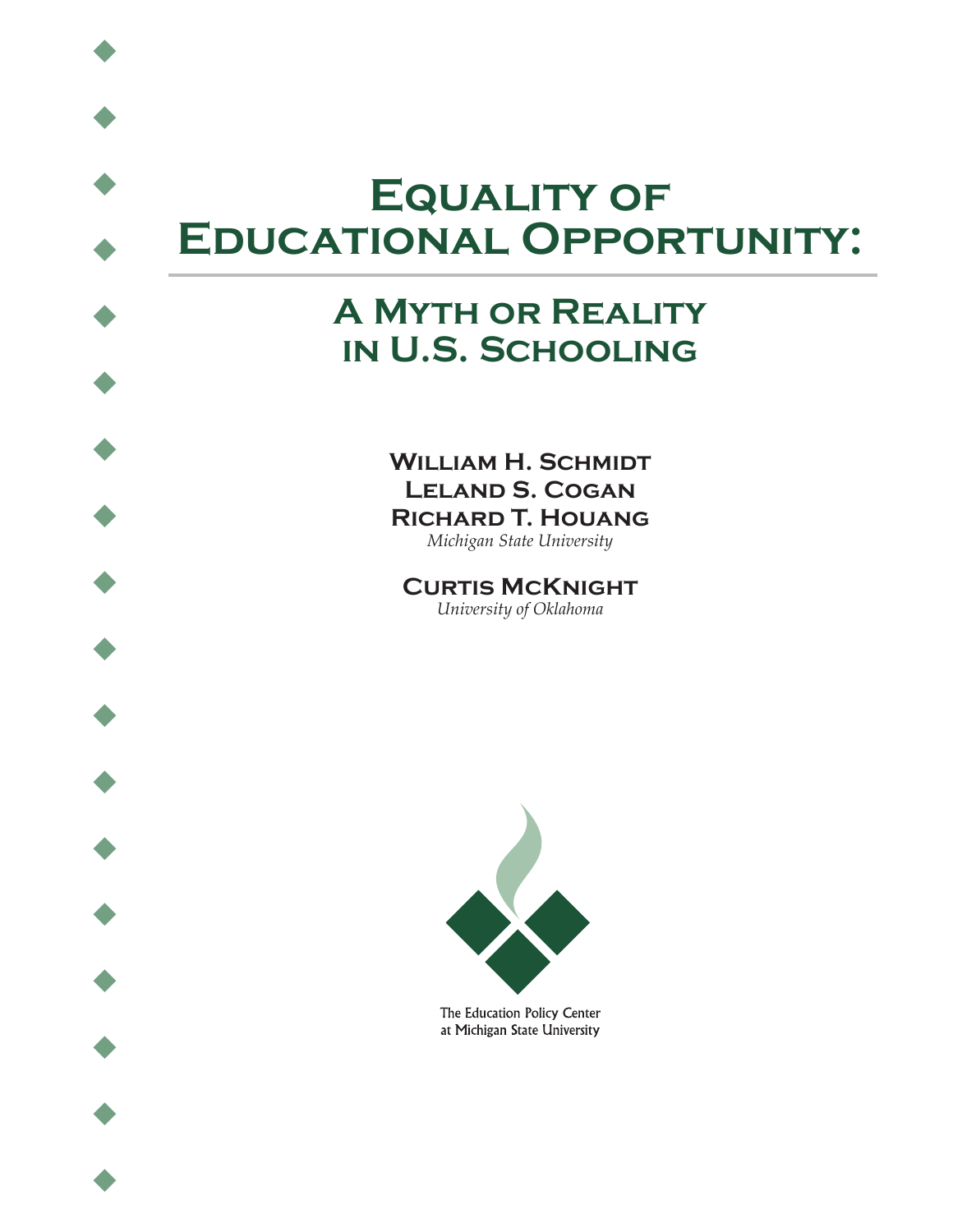# Equality of Educational Opportunity:

## A Myth or Reality in U.S. Schooling

**William H. Schmidt**
**Leland S. Cogan**
**Richard T. Houang**
*Michigan State University*

**Curtis McKnight**
*University of Oklahoma*

The Education Policy Center
at Michigan State University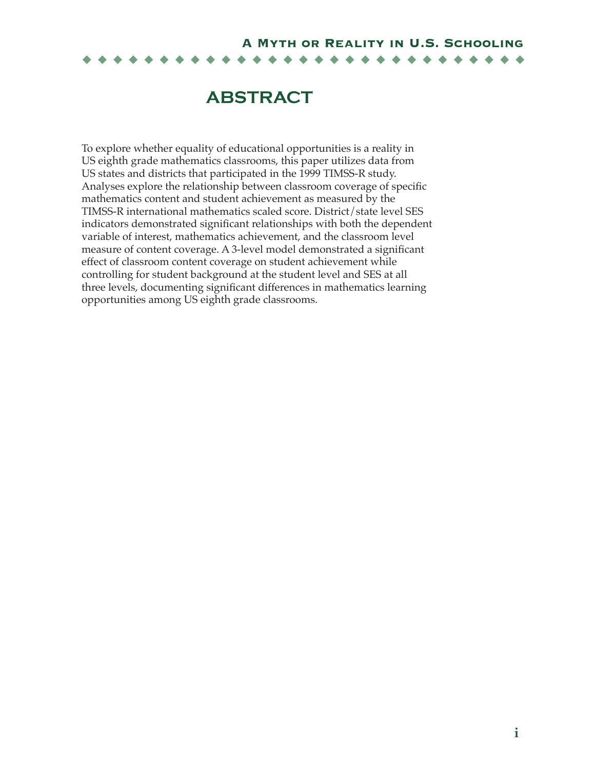# ABSTRACT

To explore whether equality of educational opportunities is a reality in US eighth grade mathematics classrooms, this paper utilizes data from US states and districts that participated in the 1999 TIMSS-R study. Analyses explore the relationship between classroom coverage of specific mathematics content and student achievement as measured by the TIMSS-R international mathematics scaled score. District/state level SES indicators demonstrated significant relationships with both the dependent variable of interest, mathematics achievement, and the classroom level measure of content coverage. A 3-level model demonstrated a significant effect of classroom content coverage on student achievement while controlling for student background at the student level and SES at all three levels, documenting significant differences in mathematics learning opportunities among US eighth grade classrooms.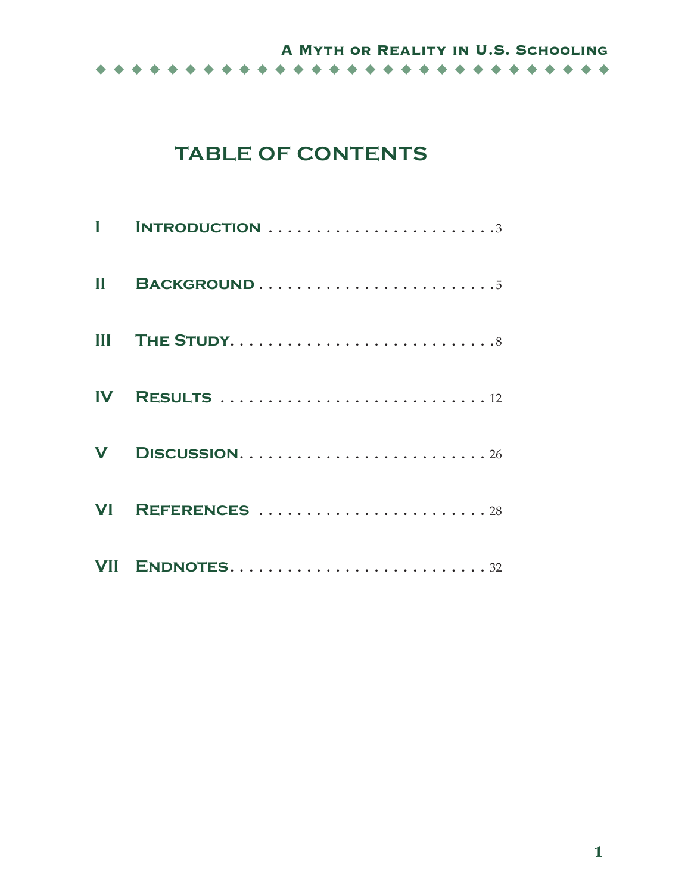# TABLE OF CONTENTS

| | | |
|---|---|---|
| I | Introduction | 3 |
| II | Background | 5 |
| III | The Study | 8 |
| IV | Results | 12 |
| V | Discussion | 26 |
| VI | References | 28 |
| VII | Endnotes | 32 |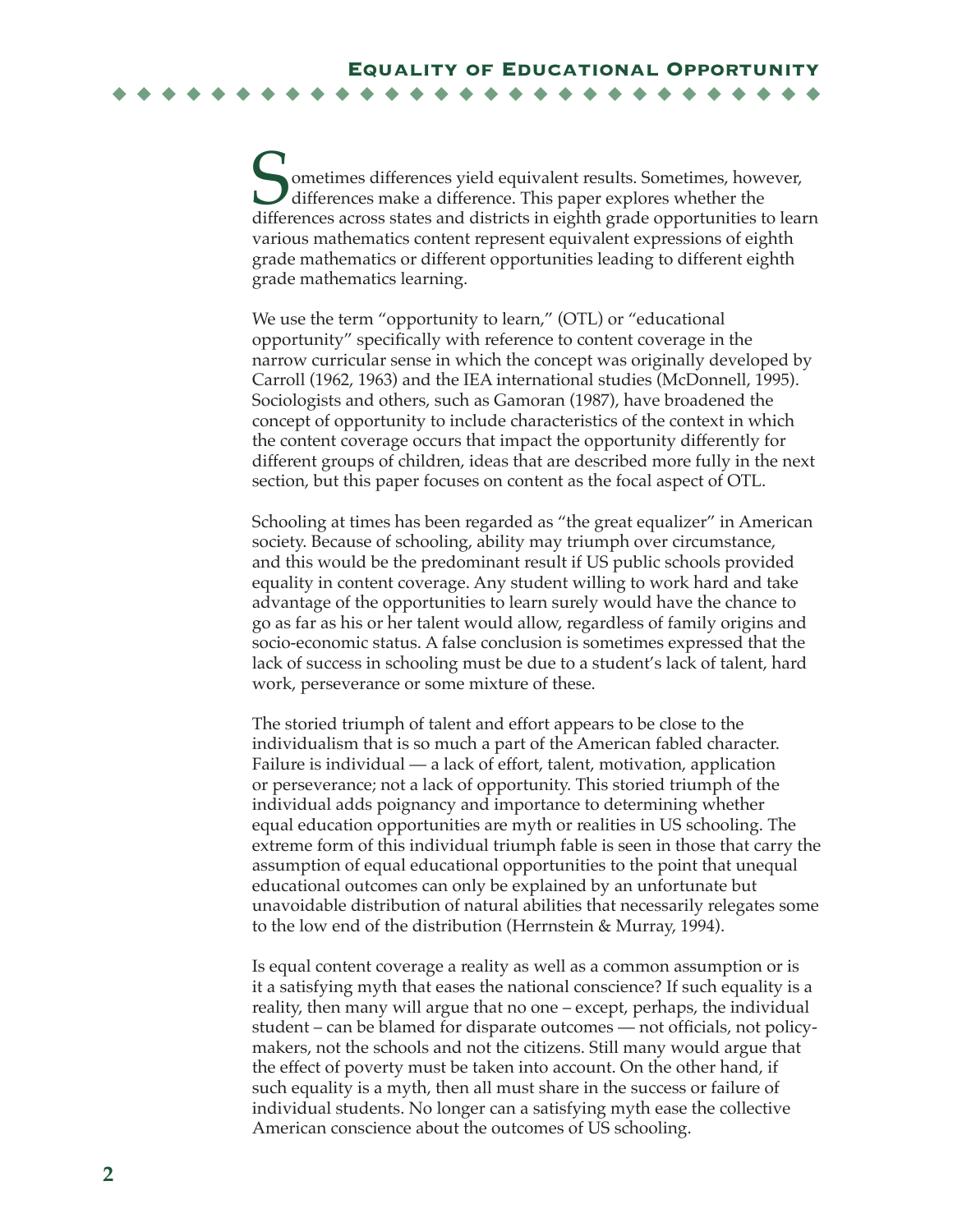Sometimes differences yield equivalent results. Sometimes, however, differences make a difference. This paper explores whether the differences across states and districts in eighth grade opportunities to learn various mathematics content represent equivalent expressions of eighth grade mathematics or different opportunities leading to different eighth grade mathematics learning.

We use the term "opportunity to learn," (OTL) or "educational opportunity" specifically with reference to content coverage in the narrow curricular sense in which the concept was originally developed by Carroll (1962, 1963) and the IEA international studies (McDonnell, 1995). Sociologists and others, such as Gamoran (1987), have broadened the concept of opportunity to include characteristics of the context in which the content coverage occurs that impact the opportunity differently for different groups of children, ideas that are described more fully in the next section, but this paper focuses on content as the focal aspect of OTL.

Schooling at times has been regarded as "the great equalizer" in American society. Because of schooling, ability may triumph over circumstance, and this would be the predominant result if US public schools provided equality in content coverage. Any student willing to work hard and take advantage of the opportunities to learn surely would have the chance to go as far as his or her talent would allow, regardless of family origins and socio-economic status. A false conclusion is sometimes expressed that the lack of success in schooling must be due to a student's lack of talent, hard work, perseverance or some mixture of these.

The storied triumph of talent and effort appears to be close to the individualism that is so much a part of the American fabled character. Failure is individual — a lack of effort, talent, motivation, application or perseverance; not a lack of opportunity. This storied triumph of the individual adds poignancy and importance to determining whether equal education opportunities are myth or realities in US schooling. The extreme form of this individual triumph fable is seen in those that carry the assumption of equal educational opportunities to the point that unequal educational outcomes can only be explained by an unfortunate but unavoidable distribution of natural abilities that necessarily relegates some to the low end of the distribution (Herrnstein & Murray, 1994).

Is equal content coverage a reality as well as a common assumption or is it a satisfying myth that eases the national conscience? If such equality is a reality, then many will argue that no one – except, perhaps, the individual student – can be blamed for disparate outcomes — not officials, not policy-makers, not the schools and not the citizens. Still many would argue that the effect of poverty must be taken into account. On the other hand, if such equality is a myth, then all must share in the success or failure of individual students. No longer can a satisfying myth ease the collective American conscience about the outcomes of US schooling.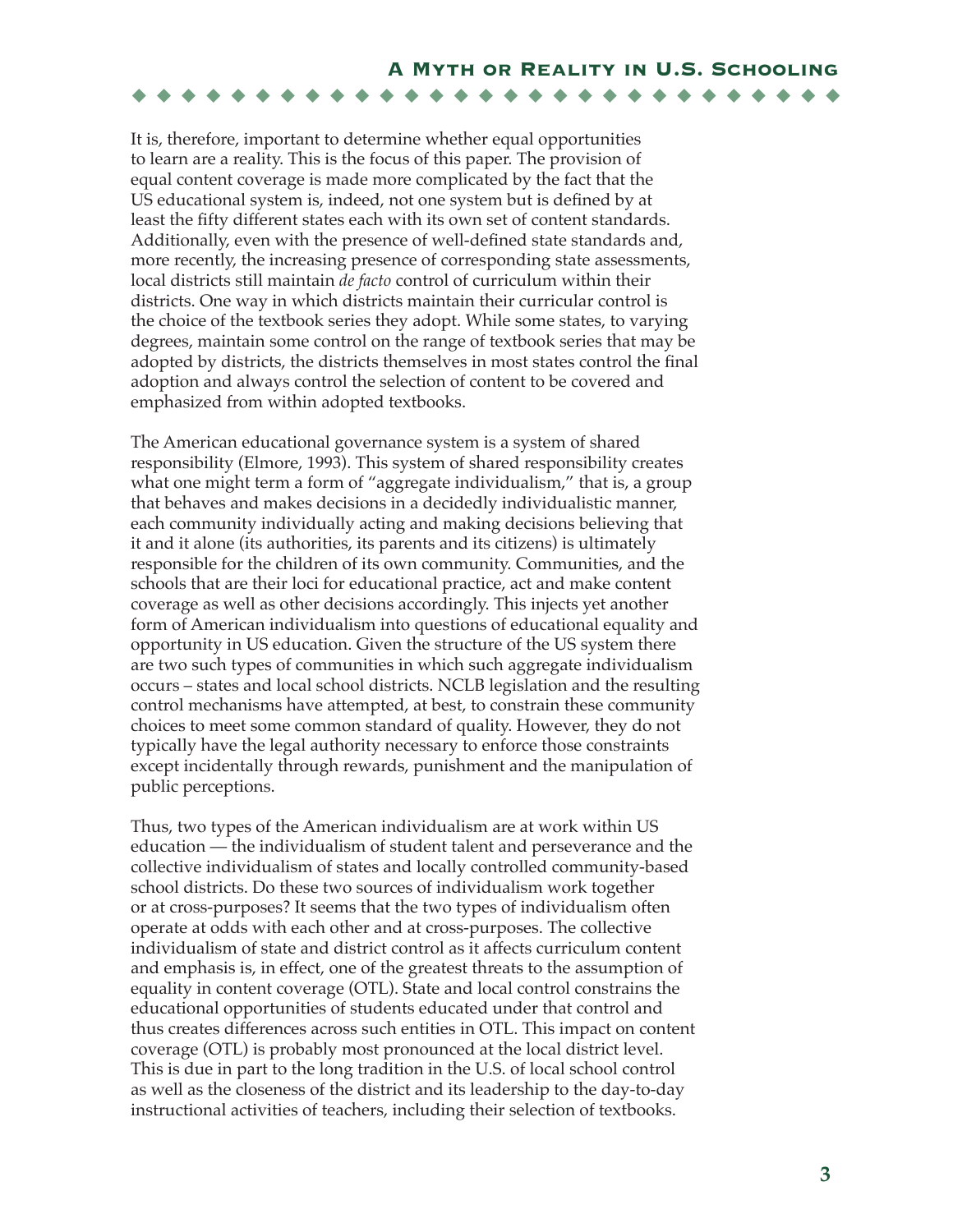It is, therefore, important to determine whether equal opportunities to learn are a reality. This is the focus of this paper. The provision of equal content coverage is made more complicated by the fact that the US educational system is, indeed, not one system but is defined by at least the fifty different states each with its own set of content standards. Additionally, even with the presence of well-defined state standards and, more recently, the increasing presence of corresponding state assessments, local districts still maintain *de facto* control of curriculum within their districts. One way in which districts maintain their curricular control is the choice of the textbook series they adopt. While some states, to varying degrees, maintain some control on the range of textbook series that may be adopted by districts, the districts themselves in most states control the final adoption and always control the selection of content to be covered and emphasized from within adopted textbooks.

The American educational governance system is a system of shared responsibility (Elmore, 1993). This system of shared responsibility creates what one might term a form of "aggregate individualism," that is, a group that behaves and makes decisions in a decidedly individualistic manner, each community individually acting and making decisions believing that it and it alone (its authorities, its parents and its citizens) is ultimately responsible for the children of its own community. Communities, and the schools that are their loci for educational practice, act and make content coverage as well as other decisions accordingly. This injects yet another form of American individualism into questions of educational equality and opportunity in US education. Given the structure of the US system there are two such types of communities in which such aggregate individualism occurs – states and local school districts. NCLB legislation and the resulting control mechanisms have attempted, at best, to constrain these community choices to meet some common standard of quality. However, they do not typically have the legal authority necessary to enforce those constraints except incidentally through rewards, punishment and the manipulation of public perceptions.

Thus, two types of the American individualism are at work within US education — the individualism of student talent and perseverance and the collective individualism of states and locally controlled community-based school districts. Do these two sources of individualism work together or at cross-purposes? It seems that the two types of individualism often operate at odds with each other and at cross-purposes. The collective individualism of state and district control as it affects curriculum content and emphasis is, in effect, one of the greatest threats to the assumption of equality in content coverage (OTL). State and local control constrains the educational opportunities of students educated under that control and thus creates differences across such entities in OTL. This impact on content coverage (OTL) is probably most pronounced at the local district level. This is due in part to the long tradition in the U.S. of local school control as well as the closeness of the district and its leadership to the day-to-day instructional activities of teachers, including their selection of textbooks.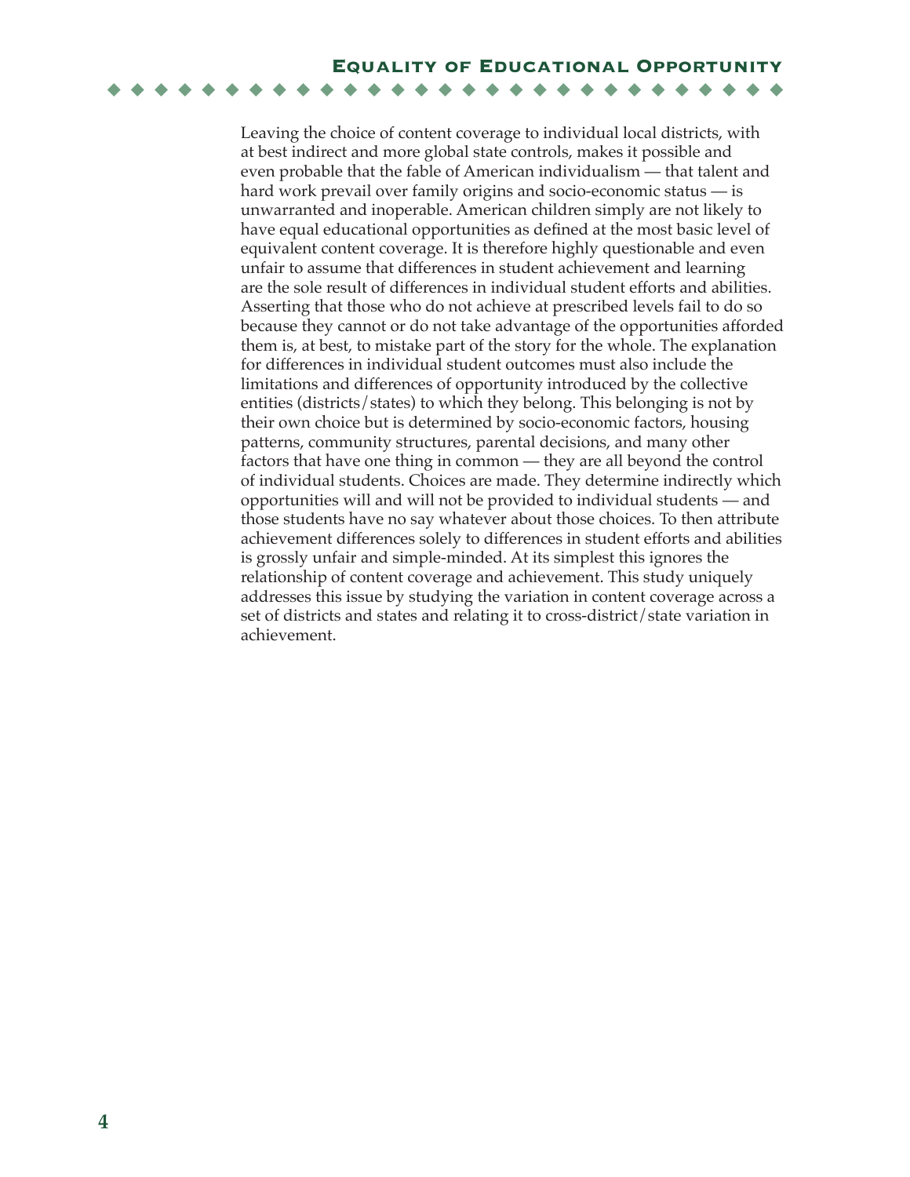Leaving the choice of content coverage to individual local districts, with at best indirect and more global state controls, makes it possible and even probable that the fable of American individualism — that talent and hard work prevail over family origins and socio-economic status — is unwarranted and inoperable. American children simply are not likely to have equal educational opportunities as defined at the most basic level of equivalent content coverage. It is therefore highly questionable and even unfair to assume that differences in student achievement and learning are the sole result of differences in individual student efforts and abilities. Asserting that those who do not achieve at prescribed levels fail to do so because they cannot or do not take advantage of the opportunities afforded them is, at best, to mistake part of the story for the whole. The explanation for differences in individual student outcomes must also include the limitations and differences of opportunity introduced by the collective entities (districts/states) to which they belong. This belonging is not by their own choice but is determined by socio-economic factors, housing patterns, community structures, parental decisions, and many other factors that have one thing in common — they are all beyond the control of individual students. Choices are made. They determine indirectly which opportunities will and will not be provided to individual students — and those students have no say whatever about those choices. To then attribute achievement differences solely to differences in student efforts and abilities is grossly unfair and simple-minded. At its simplest this ignores the relationship of content coverage and achievement. This study uniquely addresses this issue by studying the variation in content coverage across a set of districts and states and relating it to cross-district/state variation in achievement.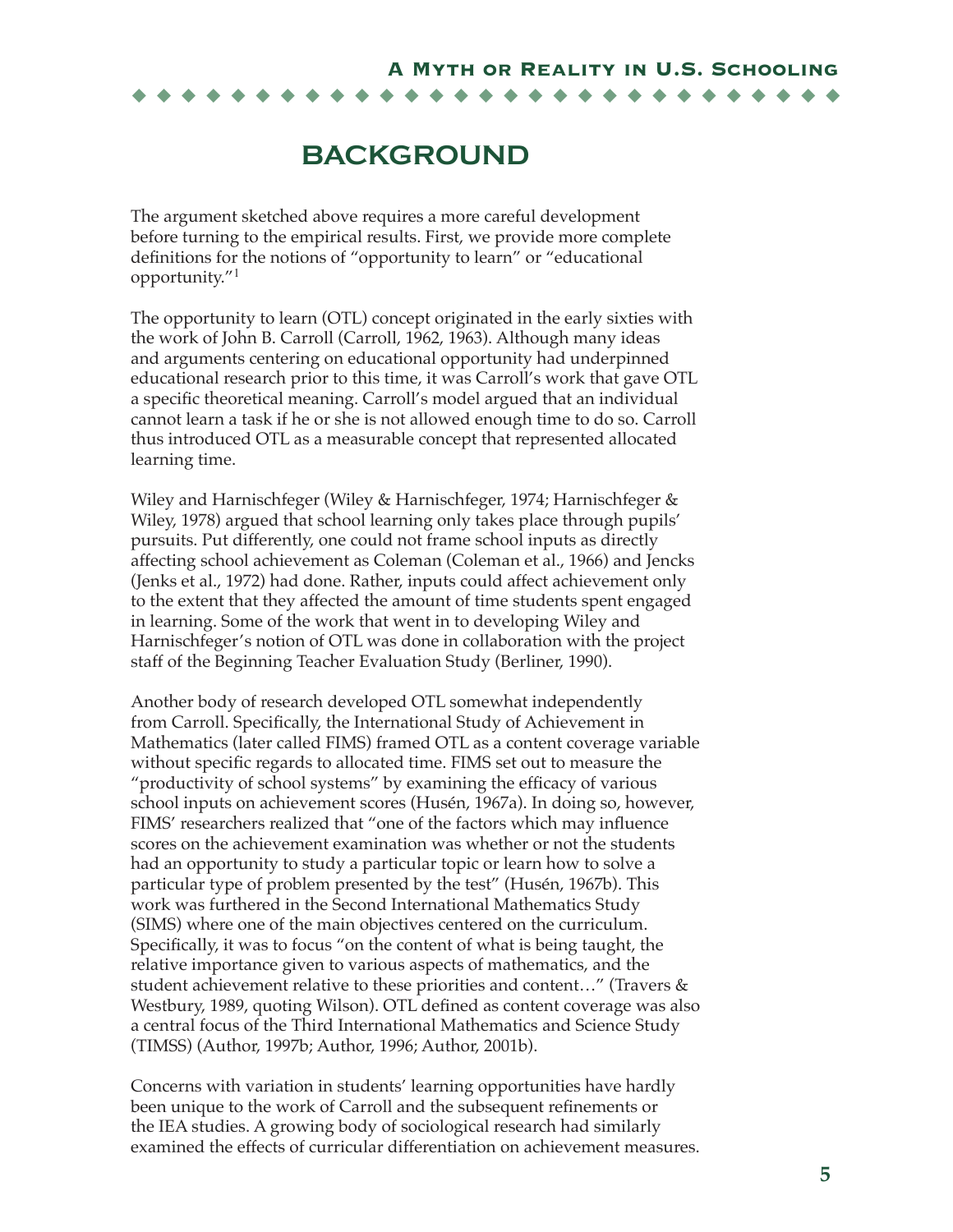# BACKGROUND

The argument sketched above requires a more careful development before turning to the empirical results. First, we provide more complete definitions for the notions of "opportunity to learn" or "educational opportunity."[1]

The opportunity to learn (OTL) concept originated in the early sixties with the work of John B. Carroll (Carroll, 1962, 1963). Although many ideas and arguments centering on educational opportunity had underpinned educational research prior to this time, it was Carroll's work that gave OTL a specific theoretical meaning. Carroll's model argued that an individual cannot learn a task if he or she is not allowed enough time to do so. Carroll thus introduced OTL as a measurable concept that represented allocated learning time.

Wiley and Harnischfeger (Wiley & Harnischfeger, 1974; Harnischfeger & Wiley, 1978) argued that school learning only takes place through pupils' pursuits. Put differently, one could not frame school inputs as directly affecting school achievement as Coleman (Coleman et al., 1966) and Jencks (Jenks et al., 1972) had done. Rather, inputs could affect achievement only to the extent that they affected the amount of time students spent engaged in learning. Some of the work that went in to developing Wiley and Harnischfeger's notion of OTL was done in collaboration with the project staff of the Beginning Teacher Evaluation Study (Berliner, 1990).

Another body of research developed OTL somewhat independently from Carroll. Specifically, the International Study of Achievement in Mathematics (later called FIMS) framed OTL as a content coverage variable without specific regards to allocated time. FIMS set out to measure the "productivity of school systems" by examining the efficacy of various school inputs on achievement scores (Husén, 1967a). In doing so, however, FIMS' researchers realized that "one of the factors which may influence scores on the achievement examination was whether or not the students had an opportunity to study a particular topic or learn how to solve a particular type of problem presented by the test" (Husén, 1967b). This work was furthered in the Second International Mathematics Study (SIMS) where one of the main objectives centered on the curriculum. Specifically, it was to focus "on the content of what is being taught, the relative importance given to various aspects of mathematics, and the student achievement relative to these priorities and content…" (Travers & Westbury, 1989, quoting Wilson). OTL defined as content coverage was also a central focus of the Third International Mathematics and Science Study (TIMSS) (Author, 1997b; Author, 1996; Author, 2001b).

Concerns with variation in students' learning opportunities have hardly been unique to the work of Carroll and the subsequent refinements or the IEA studies. A growing body of sociological research had similarly examined the effects of curricular differentiation on achievement measures.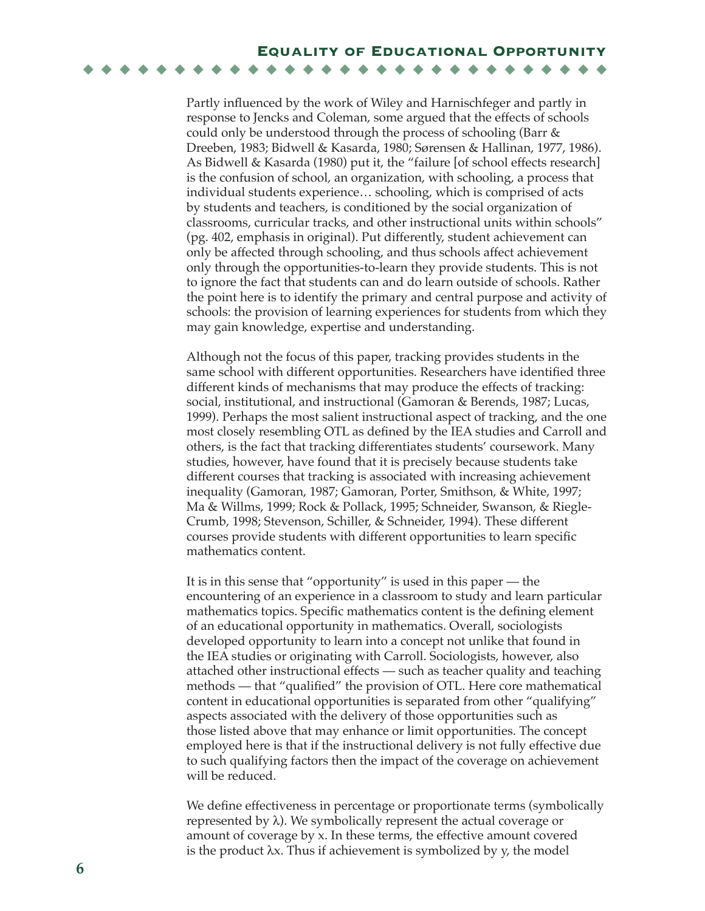Partly influenced by the work of Wiley and Harnischfeger and partly in response to Jencks and Coleman, some argued that the effects of schools could only be understood through the process of schooling (Barr & Dreeben, 1983; Bidwell & Kasarda, 1980; Sørensen & Hallinan, 1977, 1986). As Bidwell & Kasarda (1980) put it, the "failure [of school effects research] is the confusion of school, an organization, with schooling, a process that individual students experience… schooling, which is comprised of acts by students and teachers, is conditioned by the social organization of classrooms, curricular tracks, and other instructional units within schools" (pg. 402, emphasis in original). Put differently, student achievement can only be affected through schooling, and thus schools affect achievement only through the opportunities-to-learn they provide students. This is not to ignore the fact that students can and do learn outside of schools. Rather the point here is to identify the primary and central purpose and activity of schools: the provision of learning experiences for students from which they may gain knowledge, expertise and understanding.

Although not the focus of this paper, tracking provides students in the same school with different opportunities. Researchers have identified three different kinds of mechanisms that may produce the effects of tracking: social, institutional, and instructional (Gamoran & Berends, 1987; Lucas, 1999). Perhaps the most salient instructional aspect of tracking, and the one most closely resembling OTL as defined by the IEA studies and Carroll and others, is the fact that tracking differentiates students' coursework. Many studies, however, have found that it is precisely because students take different courses that tracking is associated with increasing achievement inequality (Gamoran, 1987; Gamoran, Porter, Smithson, & White, 1997; Ma & Willms, 1999; Rock & Pollack, 1995; Schneider, Swanson, & Riegle-Crumb, 1998; Stevenson, Schiller, & Schneider, 1994). These different courses provide students with different opportunities to learn specific mathematics content.

It is in this sense that "opportunity" is used in this paper — the encountering of an experience in a classroom to study and learn particular mathematics topics. Specific mathematics content is the defining element of an educational opportunity in mathematics. Overall, sociologists developed opportunity to learn into a concept not unlike that found in the IEA studies or originating with Carroll. Sociologists, however, also attached other instructional effects — such as teacher quality and teaching methods — that "qualified" the provision of OTL. Here core mathematical content in educational opportunities is separated from other "qualifying" aspects associated with the delivery of those opportunities such as those listed above that may enhance or limit opportunities. The concept employed here is that if the instructional delivery is not fully effective due to such qualifying factors then the impact of the coverage on achievement will be reduced.

We define effectiveness in percentage or proportionate terms (symbolically represented by $\lambda$). We symbolically represent the actual coverage or amount of coverage by $x$. In these terms, the effective amount covered is the product $\lambda x$. Thus if achievement is symbolized by $y$, the model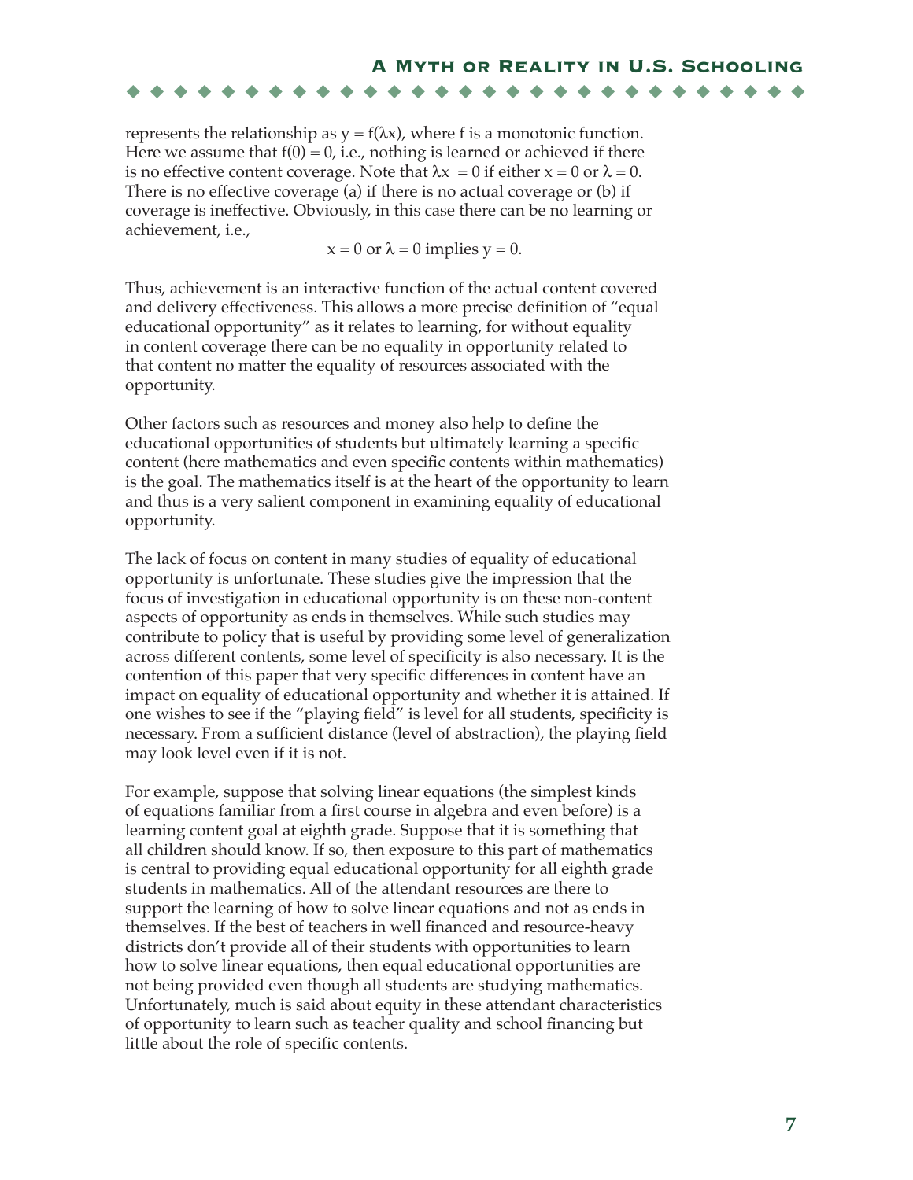represents the relationship as $y = f(\lambda x)$, where f is a monotonic function. Here we assume that $f(0) = 0$, i.e., nothing is learned or achieved if there is no effective content coverage. Note that $\lambda x = 0$ if either $x = 0$ or $\lambda = 0$. There is no effective coverage (a) if there is no actual coverage or (b) if coverage is ineffective. Obviously, in this case there can be no learning or achievement, i.e.,

$$x = 0 \text{ or } \lambda = 0 \text{ implies } y = 0.$$

Thus, achievement is an interactive function of the actual content covered and delivery effectiveness. This allows a more precise definition of "equal educational opportunity" as it relates to learning, for without equality in content coverage there can be no equality in opportunity related to that content no matter the equality of resources associated with the opportunity.

Other factors such as resources and money also help to define the educational opportunities of students but ultimately learning a specific content (here mathematics and even specific contents within mathematics) is the goal. The mathematics itself is at the heart of the opportunity to learn and thus is a very salient component in examining equality of educational opportunity.

The lack of focus on content in many studies of equality of educational opportunity is unfortunate. These studies give the impression that the focus of investigation in educational opportunity is on these non-content aspects of opportunity as ends in themselves. While such studies may contribute to policy that is useful by providing some level of generalization across different contents, some level of specificity is also necessary. It is the contention of this paper that very specific differences in content have an impact on equality of educational opportunity and whether it is attained. If one wishes to see if the "playing field" is level for all students, specificity is necessary. From a sufficient distance (level of abstraction), the playing field may look level even if it is not.

For example, suppose that solving linear equations (the simplest kinds of equations familiar from a first course in algebra and even before) is a learning content goal at eighth grade. Suppose that it is something that all children should know. If so, then exposure to this part of mathematics is central to providing equal educational opportunity for all eighth grade students in mathematics. All of the attendant resources are there to support the learning of how to solve linear equations and not as ends in themselves. If the best of teachers in well financed and resource-heavy districts don't provide all of their students with opportunities to learn how to solve linear equations, then equal educational opportunities are not being provided even though all students are studying mathematics. Unfortunately, much is said about equity in these attendant characteristics of opportunity to learn such as teacher quality and school financing but little about the role of specific contents.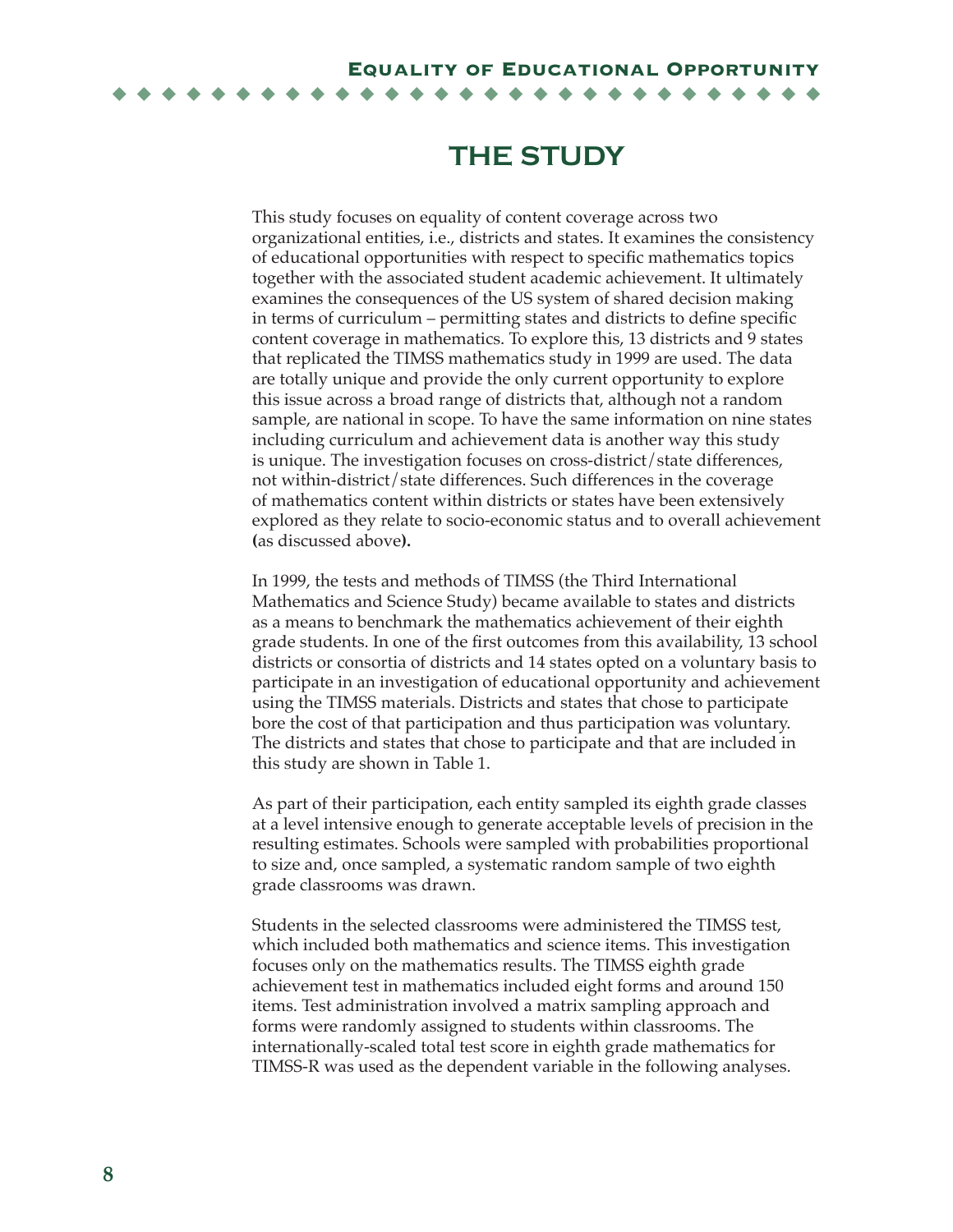# THE STUDY

This study focuses on equality of content coverage across two organizational entities, i.e., districts and states. It examines the consistency of educational opportunities with respect to specific mathematics topics together with the associated student academic achievement. It ultimately examines the consequences of the US system of shared decision making in terms of curriculum – permitting states and districts to define specific content coverage in mathematics. To explore this, 13 districts and 9 states that replicated the TIMSS mathematics study in 1999 are used. The data are totally unique and provide the only current opportunity to explore this issue across a broad range of districts that, although not a random sample, are national in scope. To have the same information on nine states including curriculum and achievement data is another way this study is unique. The investigation focuses on cross-district/state differences, not within-district/state differences. Such differences in the coverage of mathematics content within districts or states have been extensively explored as they relate to socio-economic status and to overall achievement **(**as discussed above**).**

In 1999, the tests and methods of TIMSS (the Third International Mathematics and Science Study) became available to states and districts as a means to benchmark the mathematics achievement of their eighth grade students. In one of the first outcomes from this availability, 13 school districts or consortia of districts and 14 states opted on a voluntary basis to participate in an investigation of educational opportunity and achievement using the TIMSS materials. Districts and states that chose to participate bore the cost of that participation and thus participation was voluntary. The districts and states that chose to participate and that are included in this study are shown in Table 1.

As part of their participation, each entity sampled its eighth grade classes at a level intensive enough to generate acceptable levels of precision in the resulting estimates. Schools were sampled with probabilities proportional to size and, once sampled, a systematic random sample of two eighth grade classrooms was drawn.

Students in the selected classrooms were administered the TIMSS test, which included both mathematics and science items. This investigation focuses only on the mathematics results. The TIMSS eighth grade achievement test in mathematics included eight forms and around 150 items. Test administration involved a matrix sampling approach and forms were randomly assigned to students within classrooms. The internationally-scaled total test score in eighth grade mathematics for TIMSS-R was used as the dependent variable in the following analyses.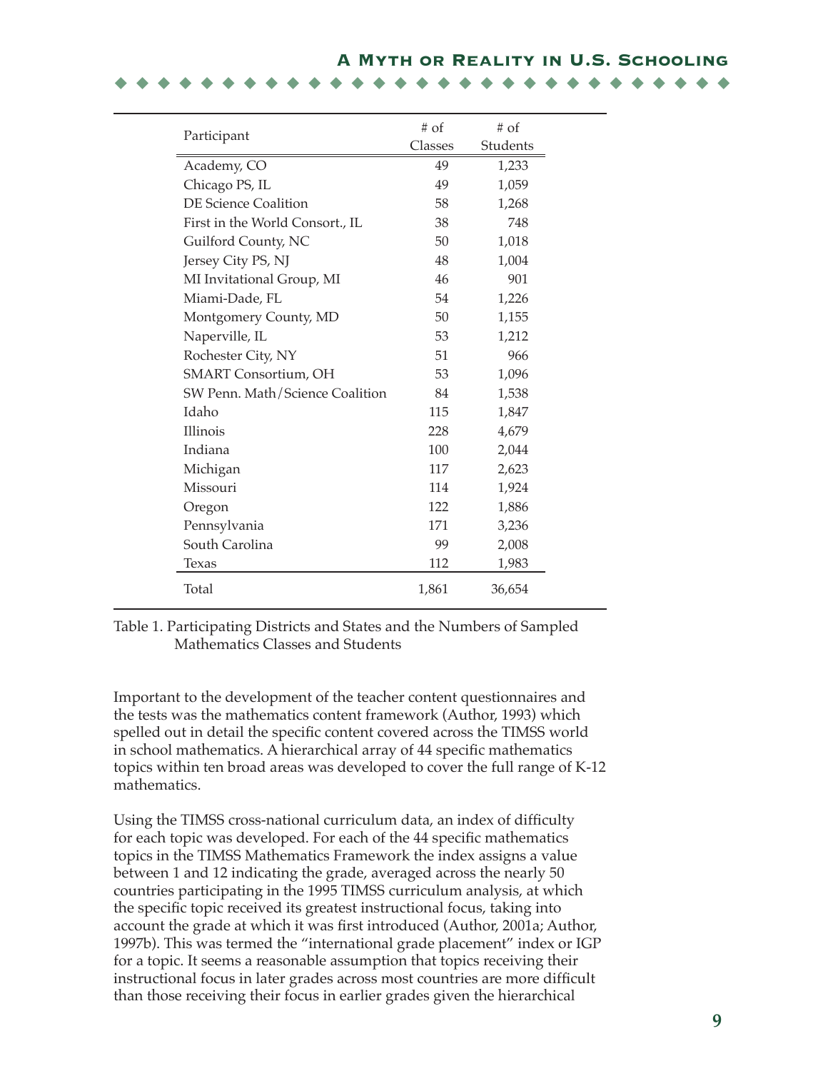| Participant | # of Classes | # of Students |
|---|---|---|
| Academy, CO | 49 | 1,233 |
| Chicago PS, IL | 49 | 1,059 |
| DE Science Coalition | 58 | 1,268 |
| First in the World Consort., IL | 38 | 748 |
| Guilford County, NC | 50 | 1,018 |
| Jersey City PS, NJ | 48 | 1,004 |
| MI Invitational Group, MI | 46 | 901 |
| Miami-Dade, FL | 54 | 1,226 |
| Montgomery County, MD | 50 | 1,155 |
| Naperville, IL | 53 | 1,212 |
| Rochester City, NY | 51 | 966 |
| SMART Consortium, OH | 53 | 1,096 |
| SW Penn. Math/Science Coalition | 84 | 1,538 |
| Idaho | 115 | 1,847 |
| Illinois | 228 | 4,679 |
| Indiana | 100 | 2,044 |
| Michigan | 117 | 2,623 |
| Missouri | 114 | 1,924 |
| Oregon | 122 | 1,886 |
| Pennsylvania | 171 | 3,236 |
| South Carolina | 99 | 2,008 |
| Texas | 112 | 1,983 |
| Total | 1,861 | 36,654 |

Table 1. Participating Districts and States and the Numbers of Sampled Mathematics Classes and Students

Important to the development of the teacher content questionnaires and the tests was the mathematics content framework (Author, 1993) which spelled out in detail the specific content covered across the TIMSS world in school mathematics. A hierarchical array of 44 specific mathematics topics within ten broad areas was developed to cover the full range of K-12 mathematics.

Using the TIMSS cross-national curriculum data, an index of difficulty for each topic was developed. For each of the 44 specific mathematics topics in the TIMSS Mathematics Framework the index assigns a value between 1 and 12 indicating the grade, averaged across the nearly 50 countries participating in the 1995 TIMSS curriculum analysis, at which the specific topic received its greatest instructional focus, taking into account the grade at which it was first introduced (Author, 2001a; Author, 1997b). This was termed the "international grade placement" index or IGP for a topic. It seems a reasonable assumption that topics receiving their instructional focus in later grades across most countries are more difficult than those receiving their focus in earlier grades given the hierarchical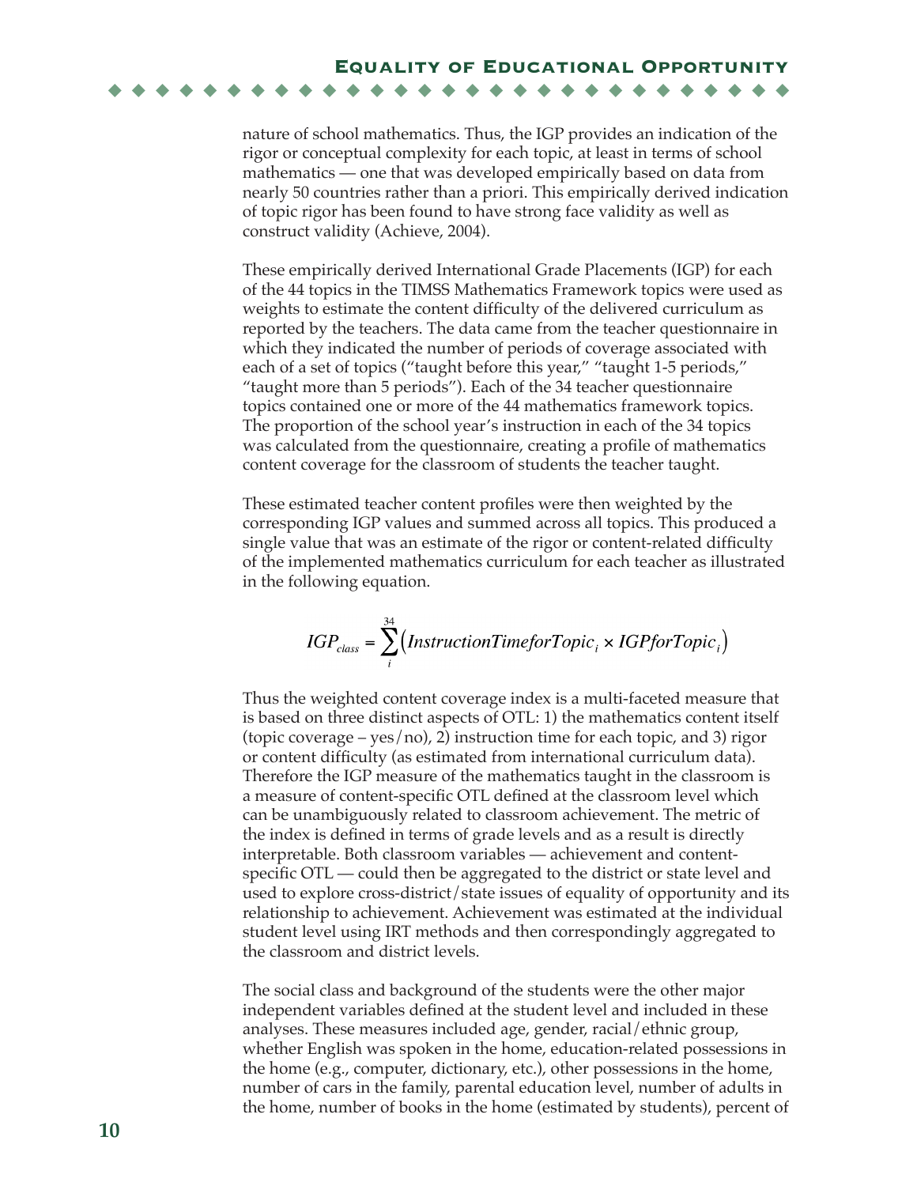nature of school mathematics. Thus, the IGP provides an indication of the rigor or conceptual complexity for each topic, at least in terms of school mathematics — one that was developed empirically based on data from nearly 50 countries rather than a priori. This empirically derived indication of topic rigor has been found to have strong face validity as well as construct validity (Achieve, 2004).

These empirically derived International Grade Placements (IGP) for each of the 44 topics in the TIMSS Mathematics Framework topics were used as weights to estimate the content difficulty of the delivered curriculum as reported by the teachers. The data came from the teacher questionnaire in which they indicated the number of periods of coverage associated with each of a set of topics ("taught before this year," "taught 1-5 periods," "taught more than 5 periods"). Each of the 34 teacher questionnaire topics contained one or more of the 44 mathematics framework topics. The proportion of the school year's instruction in each of the 34 topics was calculated from the questionnaire, creating a profile of mathematics content coverage for the classroom of students the teacher taught.

These estimated teacher content profiles were then weighted by the corresponding IGP values and summed across all topics. This produced a single value that was an estimate of the rigor or content-related difficulty of the implemented mathematics curriculum for each teacher as illustrated in the following equation.

$$IGP_{class} = \sum_{i}^{34} \left( InstructionTimeforTopic_i \times IGPforTopic_i \right)$$

Thus the weighted content coverage index is a multi-faceted measure that is based on three distinct aspects of OTL: 1) the mathematics content itself (topic coverage – yes/no), 2) instruction time for each topic, and 3) rigor or content difficulty (as estimated from international curriculum data). Therefore the IGP measure of the mathematics taught in the classroom is a measure of content-specific OTL defined at the classroom level which can be unambiguously related to classroom achievement. The metric of the index is defined in terms of grade levels and as a result is directly interpretable. Both classroom variables — achievement and content-specific OTL — could then be aggregated to the district or state level and used to explore cross-district/state issues of equality of opportunity and its relationship to achievement. Achievement was estimated at the individual student level using IRT methods and then correspondingly aggregated to the classroom and district levels.

The social class and background of the students were the other major independent variables defined at the student level and included in these analyses. These measures included age, gender, racial/ethnic group, whether English was spoken in the home, education-related possessions in the home (e.g., computer, dictionary, etc.), other possessions in the home, number of cars in the family, parental education level, number of adults in the home, number of books in the home (estimated by students), percent of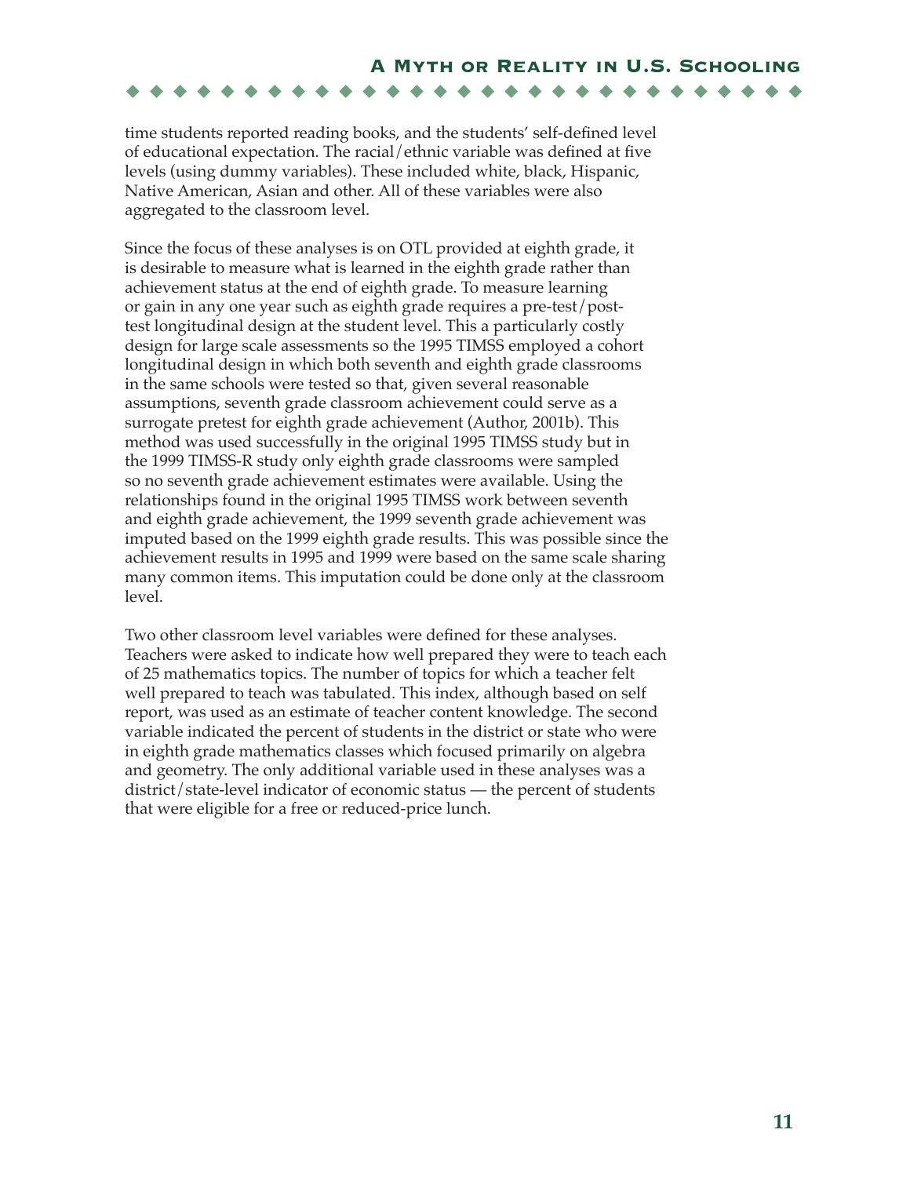time students reported reading books, and the students' self-defined level of educational expectation. The racial/ethnic variable was defined at five levels (using dummy variables). These included white, black, Hispanic, Native American, Asian and other. All of these variables were also aggregated to the classroom level.

Since the focus of these analyses is on OTL provided at eighth grade, it is desirable to measure what is learned in the eighth grade rather than achievement status at the end of eighth grade. To measure learning or gain in any one year such as eighth grade requires a pre-test/post-test longitudinal design at the student level. This a particularly costly design for large scale assessments so the 1995 TIMSS employed a cohort longitudinal design in which both seventh and eighth grade classrooms in the same schools were tested so that, given several reasonable assumptions, seventh grade classroom achievement could serve as a surrogate pretest for eighth grade achievement (Author, 2001b). This method was used successfully in the original 1995 TIMSS study but in the 1999 TIMSS-R study only eighth grade classrooms were sampled so no seventh grade achievement estimates were available. Using the relationships found in the original 1995 TIMSS work between seventh and eighth grade achievement, the 1999 seventh grade achievement was imputed based on the 1999 eighth grade results. This was possible since the achievement results in 1995 and 1999 were based on the same scale sharing many common items. This imputation could be done only at the classroom level.

Two other classroom level variables were defined for these analyses. Teachers were asked to indicate how well prepared they were to teach each of 25 mathematics topics. The number of topics for which a teacher felt well prepared to teach was tabulated. This index, although based on self report, was used as an estimate of teacher content knowledge. The second variable indicated the percent of students in the district or state who were in eighth grade mathematics classes which focused primarily on algebra and geometry. The only additional variable used in these analyses was a district/state-level indicator of economic status — the percent of students that were eligible for a free or reduced-price lunch.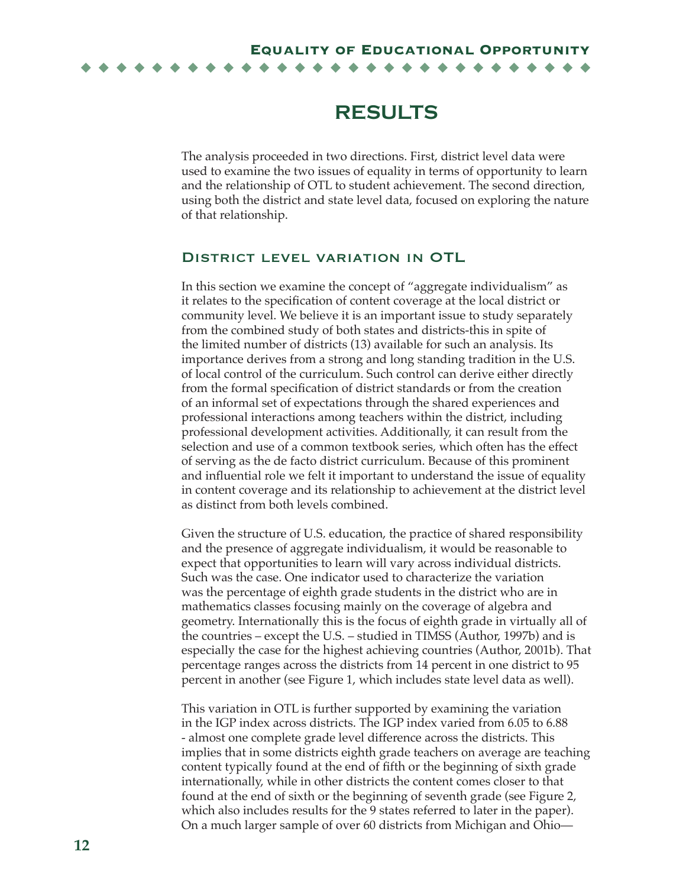# RESULTS

The analysis proceeded in two directions. First, district level data were used to examine the two issues of equality in terms of opportunity to learn and the relationship of OTL to student achievement. The second direction, using both the district and state level data, focused on exploring the nature of that relationship.

## District level variation in OTL

In this section we examine the concept of "aggregate individualism" as it relates to the specification of content coverage at the local district or community level. We believe it is an important issue to study separately from the combined study of both states and districts-this in spite of the limited number of districts (13) available for such an analysis. Its importance derives from a strong and long standing tradition in the U.S. of local control of the curriculum. Such control can derive either directly from the formal specification of district standards or from the creation of an informal set of expectations through the shared experiences and professional interactions among teachers within the district, including professional development activities. Additionally, it can result from the selection and use of a common textbook series, which often has the effect of serving as the de facto district curriculum. Because of this prominent and influential role we felt it important to understand the issue of equality in content coverage and its relationship to achievement at the district level as distinct from both levels combined.

Given the structure of U.S. education, the practice of shared responsibility and the presence of aggregate individualism, it would be reasonable to expect that opportunities to learn will vary across individual districts. Such was the case. One indicator used to characterize the variation was the percentage of eighth grade students in the district who are in mathematics classes focusing mainly on the coverage of algebra and geometry. Internationally this is the focus of eighth grade in virtually all of the countries – except the U.S. – studied in TIMSS (Author, 1997b) and is especially the case for the highest achieving countries (Author, 2001b). That percentage ranges across the districts from 14 percent in one district to 95 percent in another (see Figure 1, which includes state level data as well).

This variation in OTL is further supported by examining the variation in the IGP index across districts. The IGP index varied from 6.05 to 6.88 - almost one complete grade level difference across the districts. This implies that in some districts eighth grade teachers on average are teaching content typically found at the end of fifth or the beginning of sixth grade internationally, while in other districts the content comes closer to that found at the end of sixth or the beginning of seventh grade (see Figure 2, which also includes results for the 9 states referred to later in the paper). On a much larger sample of over 60 districts from Michigan and Ohio—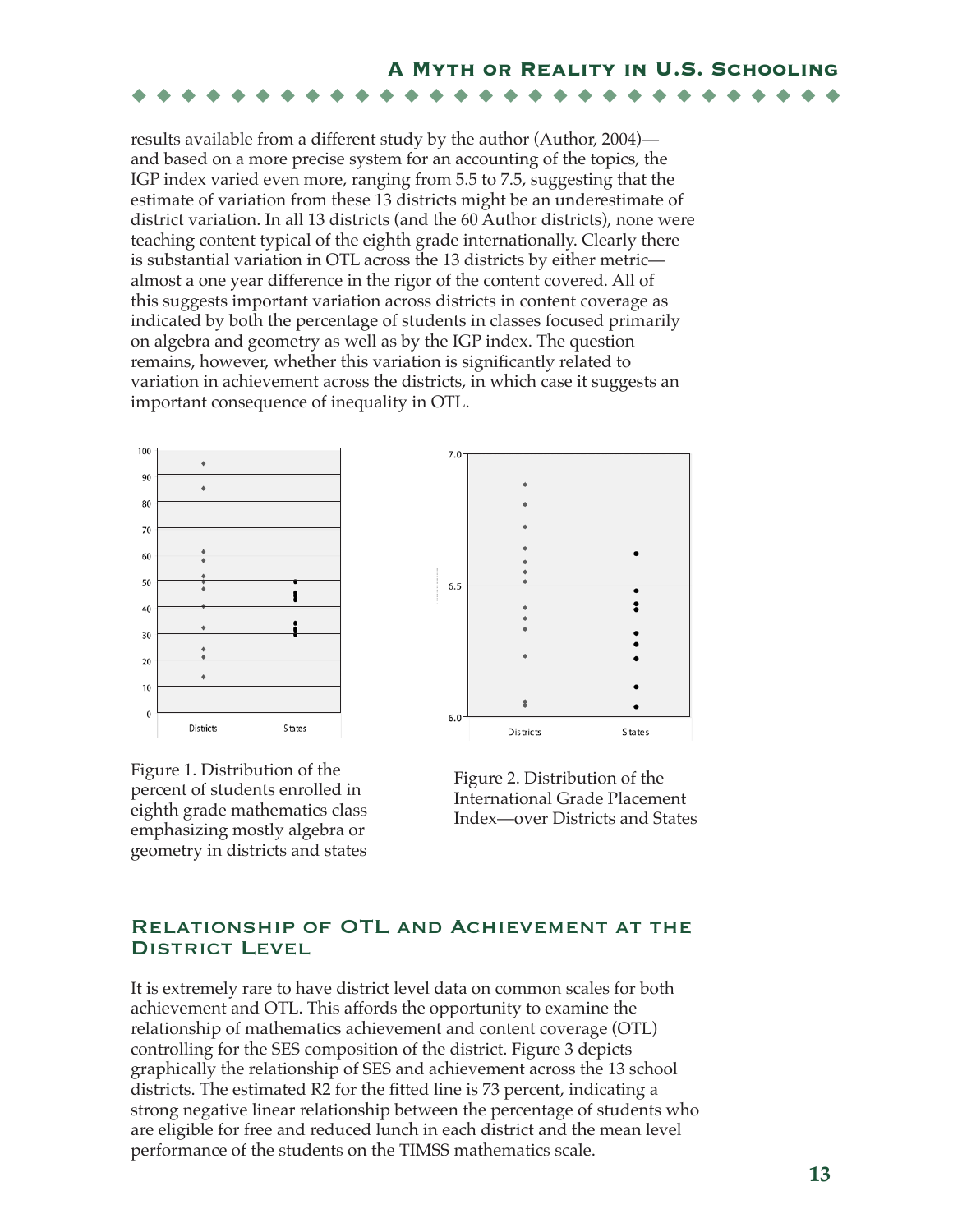results available from a different study by the author (Author, 2004)—and based on a more precise system for an accounting of the topics, the IGP index varied even more, ranging from 5.5 to 7.5, suggesting that the estimate of variation from these 13 districts might be an underestimate of district variation. In all 13 districts (and the 60 Author districts), none were teaching content typical of the eighth grade internationally. Clearly there is substantial variation in OTL across the 13 districts by either metric—almost a one year difference in the rigor of the content covered. All of this suggests important variation across districts in content coverage as indicated by both the percentage of students in classes focused primarily on algebra and geometry as well as by the IGP index. The question remains, however, whether this variation is significantly related to variation in achievement across the districts, in which case it suggests an important consequence of inequality in OTL.

Figure 1. Distribution of the percent of students enrolled in eighth grade mathematics class emphasizing mostly algebra or geometry in districts and states

Figure 2. Distribution of the International Grade Placement Index—over Districts and States

## Relationship of OTL and Achievement at the District Level

It is extremely rare to have district level data on common scales for both achievement and OTL. This affords the opportunity to examine the relationship of mathematics achievement and content coverage (OTL) controlling for the SES composition of the district. Figure 3 depicts graphically the relationship of SES and achievement across the 13 school districts. The estimated R2 for the fitted line is 73 percent, indicating a strong negative linear relationship between the percentage of students who are eligible for free and reduced lunch in each district and the mean level performance of the students on the TIMSS mathematics scale.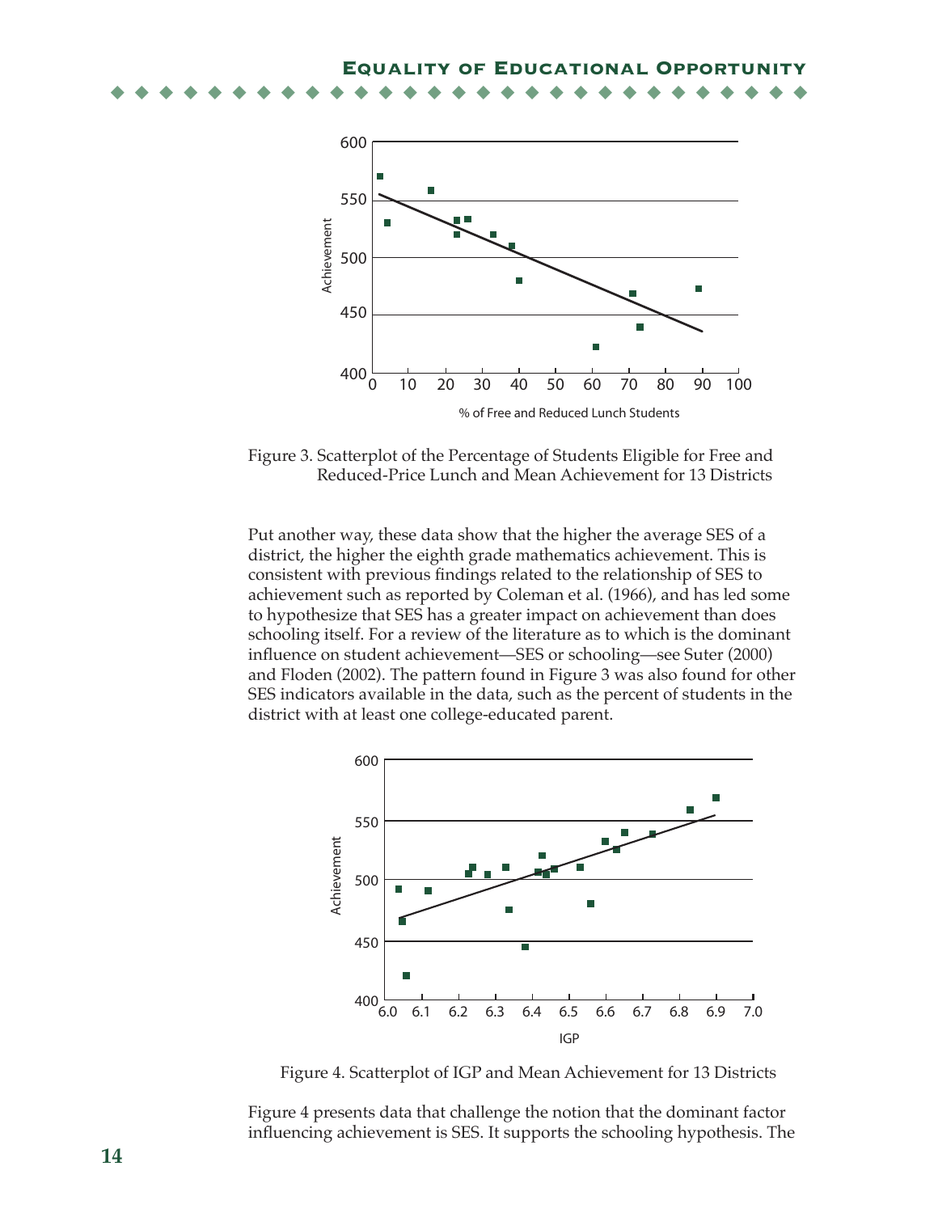Figure 3. Scatterplot of the Percentage of Students Eligible for Free and Reduced-Price Lunch and Mean Achievement for 13 Districts

Put another way, these data show that the higher the average SES of a district, the higher the eighth grade mathematics achievement. This is consistent with previous findings related to the relationship of SES to achievement such as reported by Coleman et al. (1966), and has led some to hypothesize that SES has a greater impact on achievement than does schooling itself. For a review of the literature as to which is the dominant influence on student achievement—SES or schooling—see Suter (2000) and Floden (2002). The pattern found in Figure 3 was also found for other SES indicators available in the data, such as the percent of students in the district with at least one college-educated parent.

Figure 4. Scatterplot of IGP and Mean Achievement for 13 Districts

Figure 4 presents data that challenge the notion that the dominant factor influencing achievement is SES. It supports the schooling hypothesis. The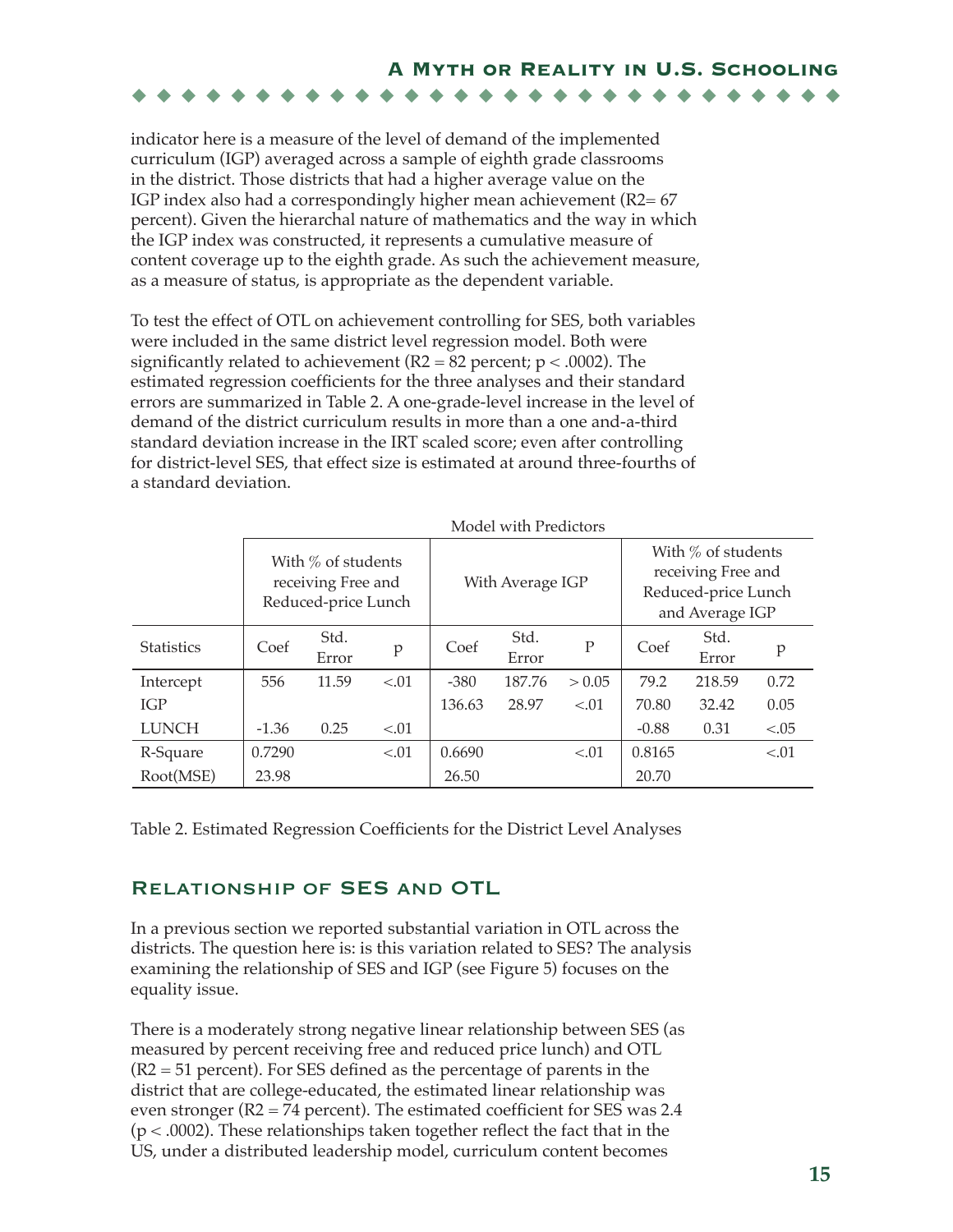indicator here is a measure of the level of demand of the implemented curriculum (IGP) averaged across a sample of eighth grade classrooms in the district. Those districts that had a higher average value on the IGP index also had a correspondingly higher mean achievement ($R2= 67$ percent). Given the hierarchal nature of mathematics and the way in which the IGP index was constructed, it represents a cumulative measure of content coverage up to the eighth grade. As such the achievement measure, as a measure of status, is appropriate as the dependent variable.

To test the effect of OTL on achievement controlling for SES, both variables were included in the same district level regression model. Both were significantly related to achievement ($R2 = 82$ percent; $p < .0002$). The estimated regression coefficients for the three analyses and their standard errors are summarized in Table 2. A one-grade-level increase in the level of demand of the district curriculum results in more than a one and-a-third standard deviation increase in the IRT scaled score; even after controlling for district-level SES, that effect size is estimated at around three-fourths of a standard deviation.

| | Model with Predictors | | | | | | | | |
|---|---|---|---|---|---|---|---|---|---|
| | With % of students receiving Free and Reduced-price Lunch | | | With Average IGP | | | With % of students receiving Free and Reduced-price Lunch and Average IGP | | |
| Statistics | Coef | Std. Error | p | Coef | Std. Error | P | Coef | Std. Error | p |
| Intercept | 556 | 11.59 | <.01 | -380 | 187.76 | > 0.05 | 79.2 | 218.59 | 0.72 |
| IGP | | | | 136.63 | 28.97 | <.01 | 70.80 | 32.42 | 0.05 |
| LUNCH | -1.36 | 0.25 | <.01 | | | | -0.88 | 0.31 | <.05 |
| R-Square | 0.7290 | | <.01 | 0.6690 | | <.01 | 0.8165 | | <.01 |
| Root(MSE) | 23.98 | | | 26.50 | | | 20.70 | | |

Table 2. Estimated Regression Coefficients for the District Level Analyses

## Relationship of SES and OTL

In a previous section we reported substantial variation in OTL across the districts. The question here is: is this variation related to SES? The analysis examining the relationship of SES and IGP (see Figure 5) focuses on the equality issue.

There is a moderately strong negative linear relationship between SES (as measured by percent receiving free and reduced price lunch) and OTL ($R2 = 51$ percent). For SES defined as the percentage of parents in the district that are college-educated, the estimated linear relationship was even stronger ($R2 = 74$ percent). The estimated coefficient for SES was 2.4 ($p < .0002$). These relationships taken together reflect the fact that in the US, under a distributed leadership model, curriculum content becomes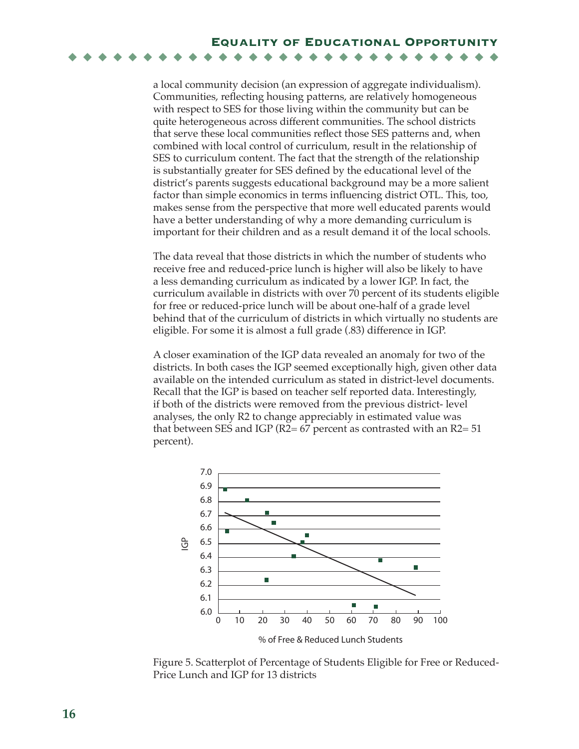a local community decision (an expression of aggregate individualism). Communities, reflecting housing patterns, are relatively homogeneous with respect to SES for those living within the community but can be quite heterogeneous across different communities. The school districts that serve these local communities reflect those SES patterns and, when combined with local control of curriculum, result in the relationship of SES to curriculum content. The fact that the strength of the relationship is substantially greater for SES defined by the educational level of the district's parents suggests educational background may be a more salient factor than simple economics in terms influencing district OTL. This, too, makes sense from the perspective that more well educated parents would have a better understanding of why a more demanding curriculum is important for their children and as a result demand it of the local schools.

The data reveal that those districts in which the number of students who receive free and reduced-price lunch is higher will also be likely to have a less demanding curriculum as indicated by a lower IGP. In fact, the curriculum available in districts with over 70 percent of its students eligible for free or reduced-price lunch will be about one-half of a grade level behind that of the curriculum of districts in which virtually no students are eligible. For some it is almost a full grade (.83) difference in IGP.

A closer examination of the IGP data revealed an anomaly for two of the districts. In both cases the IGP seemed exceptionally high, given other data available on the intended curriculum as stated in district-level documents. Recall that the IGP is based on teacher self reported data. Interestingly, if both of the districts were removed from the previous district- level analyses, the only R2 to change appreciably in estimated value was that between SES and IGP (R2= 67 percent as contrasted with an R2= 51 percent).

Figure 5. Scatterplot of Percentage of Students Eligible for Free or Reduced-Price Lunch and IGP for 13 districts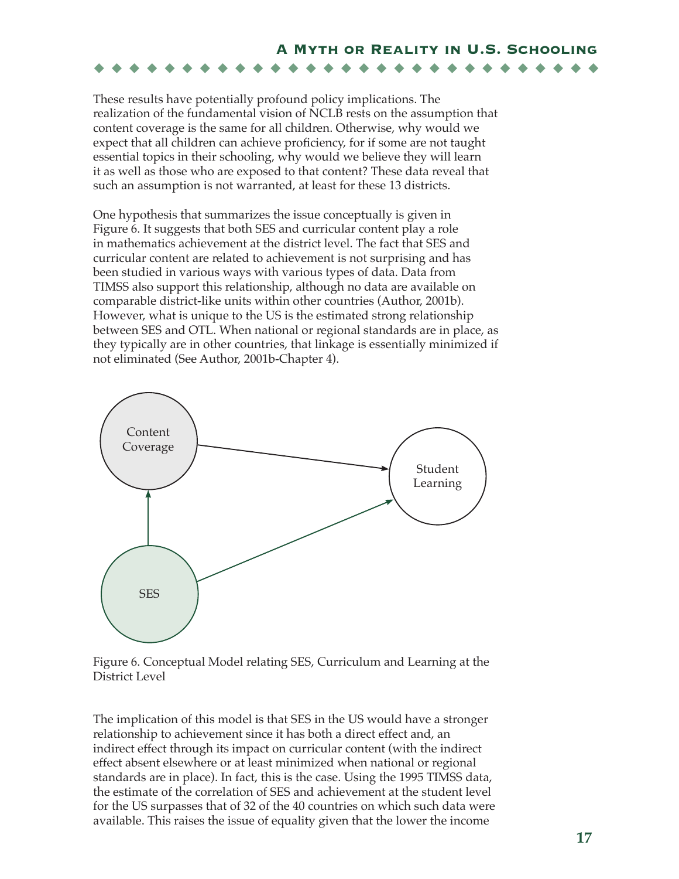These results have potentially profound policy implications. The realization of the fundamental vision of NCLB rests on the assumption that content coverage is the same for all children. Otherwise, why would we expect that all children can achieve proficiency, for if some are not taught essential topics in their schooling, why would we believe they will learn it as well as those who are exposed to that content? These data reveal that such an assumption is not warranted, at least for these 13 districts.

One hypothesis that summarizes the issue conceptually is given in Figure 6. It suggests that both SES and curricular content play a role in mathematics achievement at the district level. The fact that SES and curricular content are related to achievement is not surprising and has been studied in various ways with various types of data. Data from TIMSS also support this relationship, although no data are available on comparable district-like units within other countries (Author, 2001b). However, what is unique to the US is the estimated strong relationship between SES and OTL. When national or regional standards are in place, as they typically are in other countries, that linkage is essentially minimized if not eliminated (See Author, 2001b-Chapter 4).

Content Coverage

Student Learning

SES

Figure 6. Conceptual Model relating SES, Curriculum and Learning at the District Level

The implication of this model is that SES in the US would have a stronger relationship to achievement since it has both a direct effect and, an indirect effect through its impact on curricular content (with the indirect effect absent elsewhere or at least minimized when national or regional standards are in place). In fact, this is the case. Using the 1995 TIMSS data, the estimate of the correlation of SES and achievement at the student level for the US surpasses that of 32 of the 40 countries on which such data were available. This raises the issue of equality given that the lower the income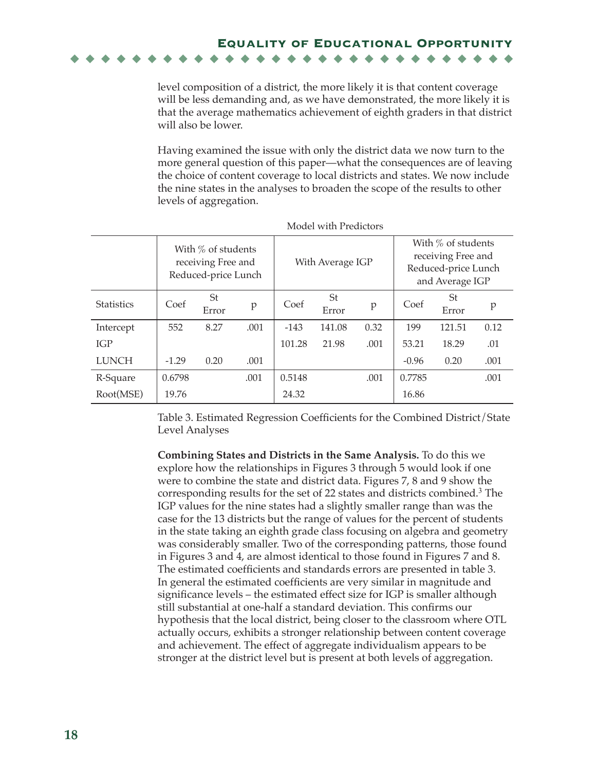level composition of a district, the more likely it is that content coverage will be less demanding and, as we have demonstrated, the more likely it is that the average mathematics achievement of eighth graders in that district will also be lower.

Having examined the issue with only the district data we now turn to the more general question of this paper—what the consequences are of leaving the choice of content coverage to local districts and states. We now include the nine states in the analyses to broaden the scope of the results to other levels of aggregation.

Model with Predictors

| | With % of students receiving Free and Reduced-price Lunch | | | With Average IGP | | | With % of students receiving Free and Reduced-price Lunch and Average IGP | | |
|---|---|---|---|---|---|---|---|---|---|
| Statistics | Coef | St Error | p | Coef | St Error | p | Coef | St Error | p |
| Intercept | 552 | 8.27 | .001 | -143 | 141.08 | 0.32 | 199 | 121.51 | 0.12 |
| IGP | | | | 101.28 | 21.98 | .001 | 53.21 | 18.29 | .01 |
| LUNCH | -1.29 | 0.20 | .001 | | | | -0.96 | 0.20 | .001 |
| R-Square | 0.6798 | | .001 | 0.5148 | | .001 | 0.7785 | | .001 |
| Root(MSE) | 19.76 | | | 24.32 | | | 16.86 | | |

Table 3. Estimated Regression Coefficients for the Combined District/State Level Analyses

**Combining States and Districts in the Same Analysis.** To do this we explore how the relationships in Figures 3 through 5 would look if one were to combine the state and district data. Figures 7, 8 and 9 show the corresponding results for the set of 22 states and districts combined.[3] The IGP values for the nine states had a slightly smaller range than was the case for the 13 districts but the range of values for the percent of students in the state taking an eighth grade class focusing on algebra and geometry was considerably smaller. Two of the corresponding patterns, those found in Figures 3 and 4, are almost identical to those found in Figures 7 and 8. The estimated coefficients and standards errors are presented in table 3. In general the estimated coefficients are very similar in magnitude and significance levels – the estimated effect size for IGP is smaller although still substantial at one-half a standard deviation. This confirms our hypothesis that the local district, being closer to the classroom where OTL actually occurs, exhibits a stronger relationship between content coverage and achievement. The effect of aggregate individualism appears to be stronger at the district level but is present at both levels of aggregation.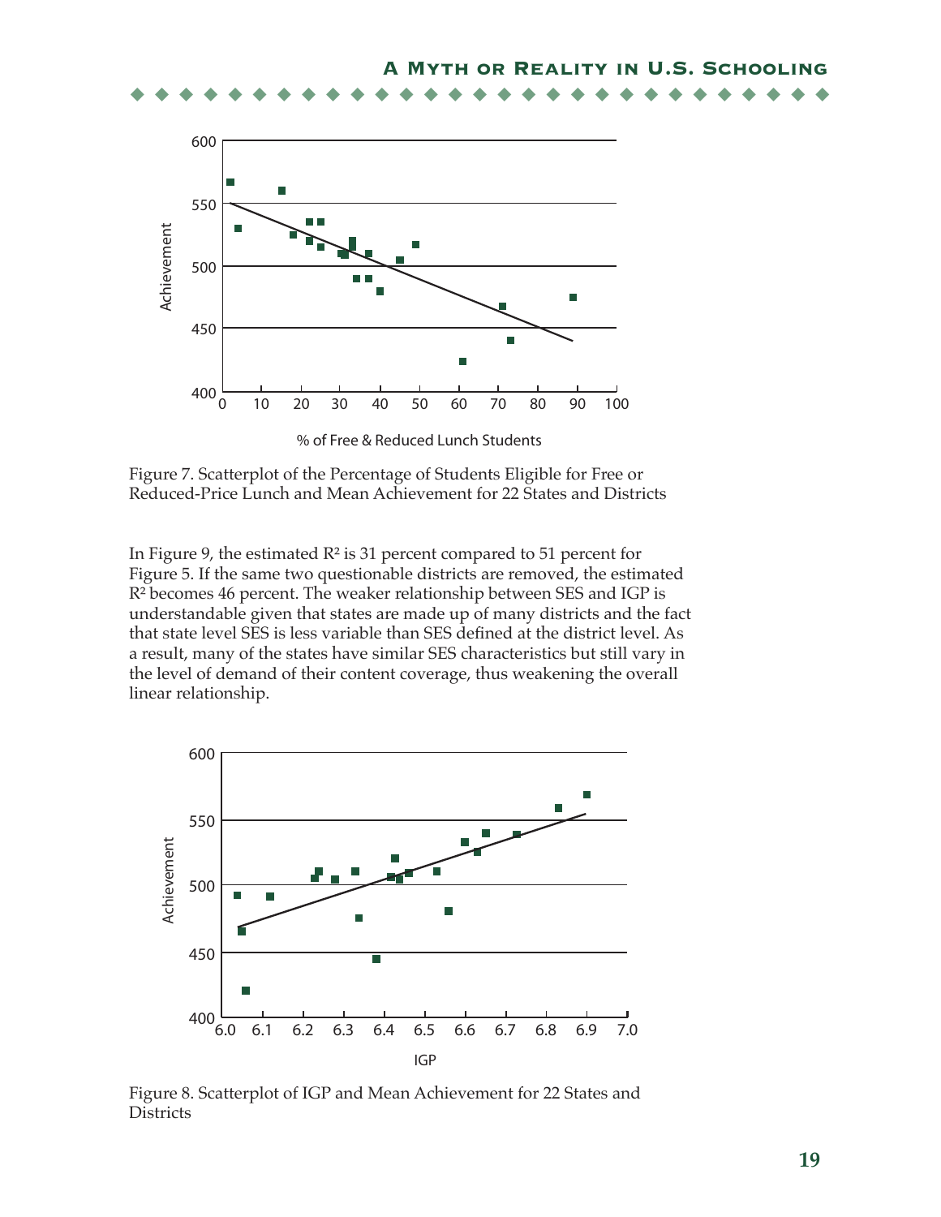Figure 7. Scatterplot of the Percentage of Students Eligible for Free or Reduced-Price Lunch and Mean Achievement for 22 States and Districts

In Figure 9, the estimated $R^2$ is 31 percent compared to 51 percent for Figure 5. If the same two questionable districts are removed, the estimated $R^2$ becomes 46 percent. The weaker relationship between SES and IGP is understandable given that states are made up of many districts and the fact that state level SES is less variable than SES defined at the district level. As a result, many of the states have similar SES characteristics but still vary in the level of demand of their content coverage, thus weakening the overall linear relationship.

Figure 8. Scatterplot of IGP and Mean Achievement for 22 States and Districts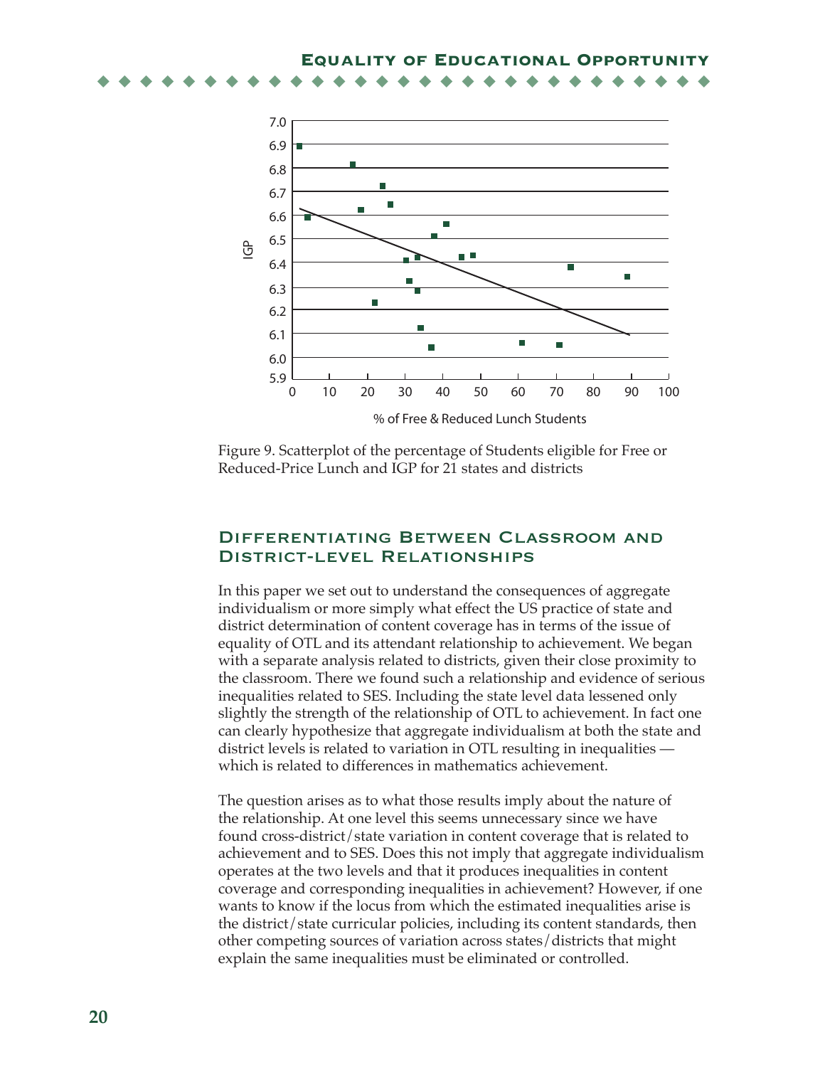Figure 9. Scatterplot of the percentage of Students eligible for Free or Reduced-Price Lunch and IGP for 21 states and districts

## Differentiating Between Classroom and District-level Relationships

In this paper we set out to understand the consequences of aggregate individualism or more simply what effect the US practice of state and district determination of content coverage has in terms of the issue of equality of OTL and its attendant relationship to achievement. We began with a separate analysis related to districts, given their close proximity to the classroom. There we found such a relationship and evidence of serious inequalities related to SES. Including the state level data lessened only slightly the strength of the relationship of OTL to achievement. In fact one can clearly hypothesize that aggregate individualism at both the state and district levels is related to variation in OTL resulting in inequalities — which is related to differences in mathematics achievement.

The question arises as to what those results imply about the nature of the relationship. At one level this seems unnecessary since we have found cross-district/state variation in content coverage that is related to achievement and to SES. Does this not imply that aggregate individualism operates at the two levels and that it produces inequalities in content coverage and corresponding inequalities in achievement? However, if one wants to know if the locus from which the estimated inequalities arise is the district/state curricular policies, including its content standards, then other competing sources of variation across states/districts that might explain the same inequalities must be eliminated or controlled.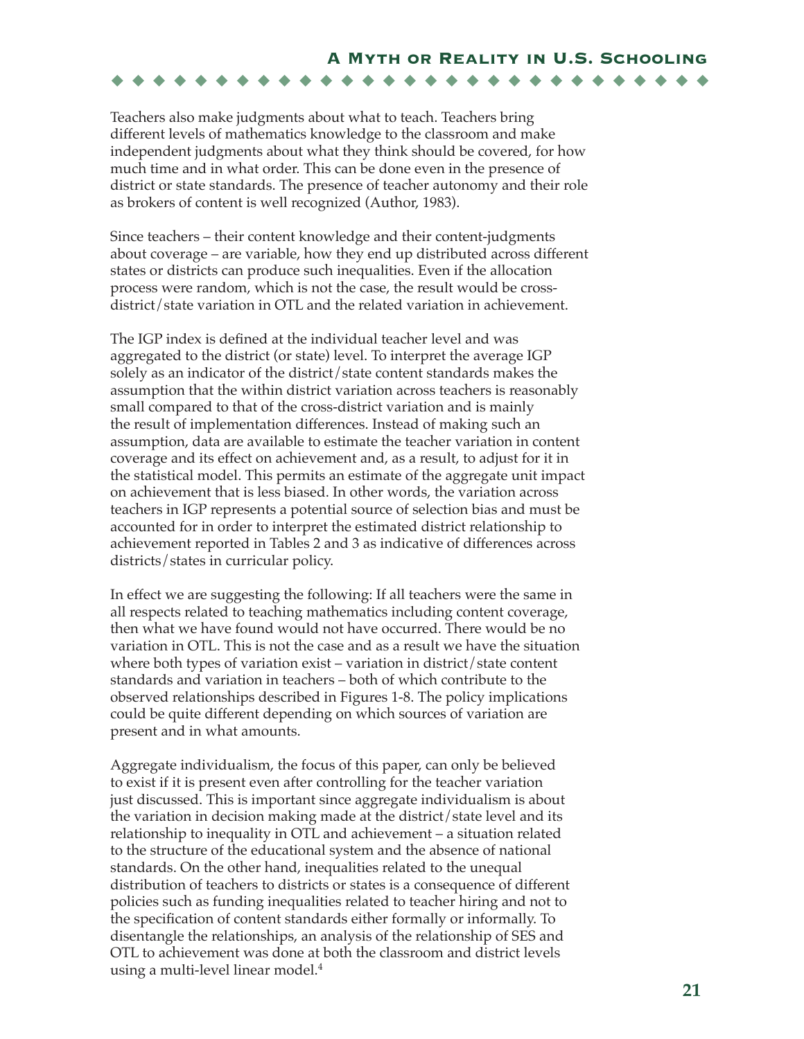Teachers also make judgments about what to teach. Teachers bring different levels of mathematics knowledge to the classroom and make independent judgments about what they think should be covered, for how much time and in what order. This can be done even in the presence of district or state standards. The presence of teacher autonomy and their role as brokers of content is well recognized (Author, 1983).

Since teachers – their content knowledge and their content-judgments about coverage – are variable, how they end up distributed across different states or districts can produce such inequalities. Even if the allocation process were random, which is not the case, the result would be cross-district/state variation in OTL and the related variation in achievement.

The IGP index is defined at the individual teacher level and was aggregated to the district (or state) level. To interpret the average IGP solely as an indicator of the district/state content standards makes the assumption that the within district variation across teachers is reasonably small compared to that of the cross-district variation and is mainly the result of implementation differences. Instead of making such an assumption, data are available to estimate the teacher variation in content coverage and its effect on achievement and, as a result, to adjust for it in the statistical model. This permits an estimate of the aggregate unit impact on achievement that is less biased. In other words, the variation across teachers in IGP represents a potential source of selection bias and must be accounted for in order to interpret the estimated district relationship to achievement reported in Tables 2 and 3 as indicative of differences across districts/states in curricular policy.

In effect we are suggesting the following: If all teachers were the same in all respects related to teaching mathematics including content coverage, then what we have found would not have occurred. There would be no variation in OTL. This is not the case and as a result we have the situation where both types of variation exist – variation in district/state content standards and variation in teachers – both of which contribute to the observed relationships described in Figures 1-8. The policy implications could be quite different depending on which sources of variation are present and in what amounts.

Aggregate individualism, the focus of this paper, can only be believed to exist if it is present even after controlling for the teacher variation just discussed. This is important since aggregate individualism is about the variation in decision making made at the district/state level and its relationship to inequality in OTL and achievement – a situation related to the structure of the educational system and the absence of national standards. On the other hand, inequalities related to the unequal distribution of teachers to districts or states is a consequence of different policies such as funding inequalities related to teacher hiring and not to the specification of content standards either formally or informally. To disentangle the relationships, an analysis of the relationship of SES and OTL to achievement was done at both the classroom and district levels using a multi-level linear model.[4]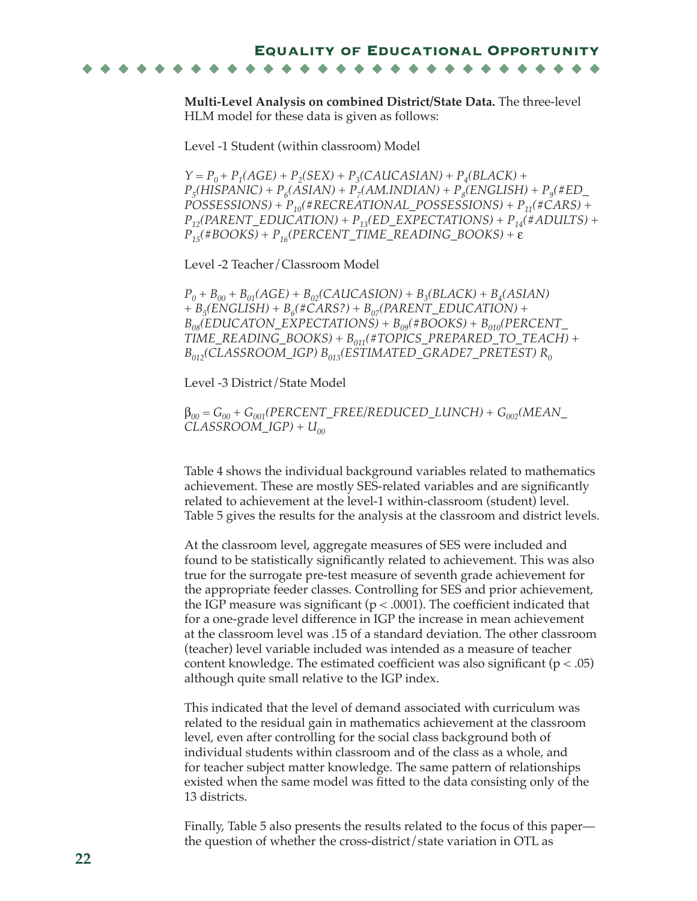**Multi-Level Analysis on combined District/State Data.** The three-level HLM model for these data is given as follows:

Level -1 Student (within classroom) Model

$Y = P_0 + P_1(AGE) + P_2(SEX) + P_3(CAUCASIAN) + P_4(BLACK) + P_5(HISPANIC) + P_6(ASIAN) + P_7(AM.INDIAN) + P_8(ENGLISH) + P_9(\#ED\_POSSESSIONS) + P_{10}(\#RECREATIONAL\_POSSESSIONS) + P_{11}(\#CARS) + P_{12}(PARENT\_EDUCATION) + P_{13}(ED\_EXPECTATIONS) + P_{14}(\#ADULTS) + P_{15}(\#BOOKS) + P_{16}(PERCENT\_TIME\_READING\_BOOKS) + \varepsilon$

Level -2 Teacher/Classroom Model

$P_0 + B_{00} + B_{01}(AGE) + B_{02}(CAUCASION) + B_3(BLACK) + B_4(ASIAN) + B_5(ENGLISH) + B_6(\#CARS?) + B_{07}(PARENT\_EDUCATION) + B_{08}(EDUCATON\_EXPECTATIONS) + B_{09}(\#BOOKS) + B_{010}(PERCENT\_TIME\_READING\_BOOKS) + B_{011}(\#TOPICS\_PREPARED\_TO\_TEACH) + B_{012}(CLASSROOM\_IGP)\ B_{013}(ESTIMATED\_GRADE7\_PRETEST)\ R_0$

Level -3 District/State Model

$\beta_{00} = G_{00} + G_{001}(PERCENT\_FREE/REDUCED\_LUNCH) + G_{002}(MEAN\_CLASSROOM\_IGP) + U_{00}$

Table 4 shows the individual background variables related to mathematics achievement. These are mostly SES-related variables and are significantly related to achievement at the level-1 within-classroom (student) level. Table 5 gives the results for the analysis at the classroom and district levels.

At the classroom level, aggregate measures of SES were included and found to be statistically significantly related to achievement. This was also true for the surrogate pre-test measure of seventh grade achievement for the appropriate feeder classes. Controlling for SES and prior achievement, the IGP measure was significant ($p < .0001$). The coefficient indicated that for a one-grade level difference in IGP the increase in mean achievement at the classroom level was .15 of a standard deviation. The other classroom (teacher) level variable included was intended as a measure of teacher content knowledge. The estimated coefficient was also significant ($p < .05$) although quite small relative to the IGP index.

This indicated that the level of demand associated with curriculum was related to the residual gain in mathematics achievement at the classroom level, even after controlling for the social class background both of individual students within classroom and of the class as a whole, and for teacher subject matter knowledge. The same pattern of relationships existed when the same model was fitted to the data consisting only of the 13 districts.

Finally, Table 5 also presents the results related to the focus of this paper—the question of whether the cross-district/state variation in OTL as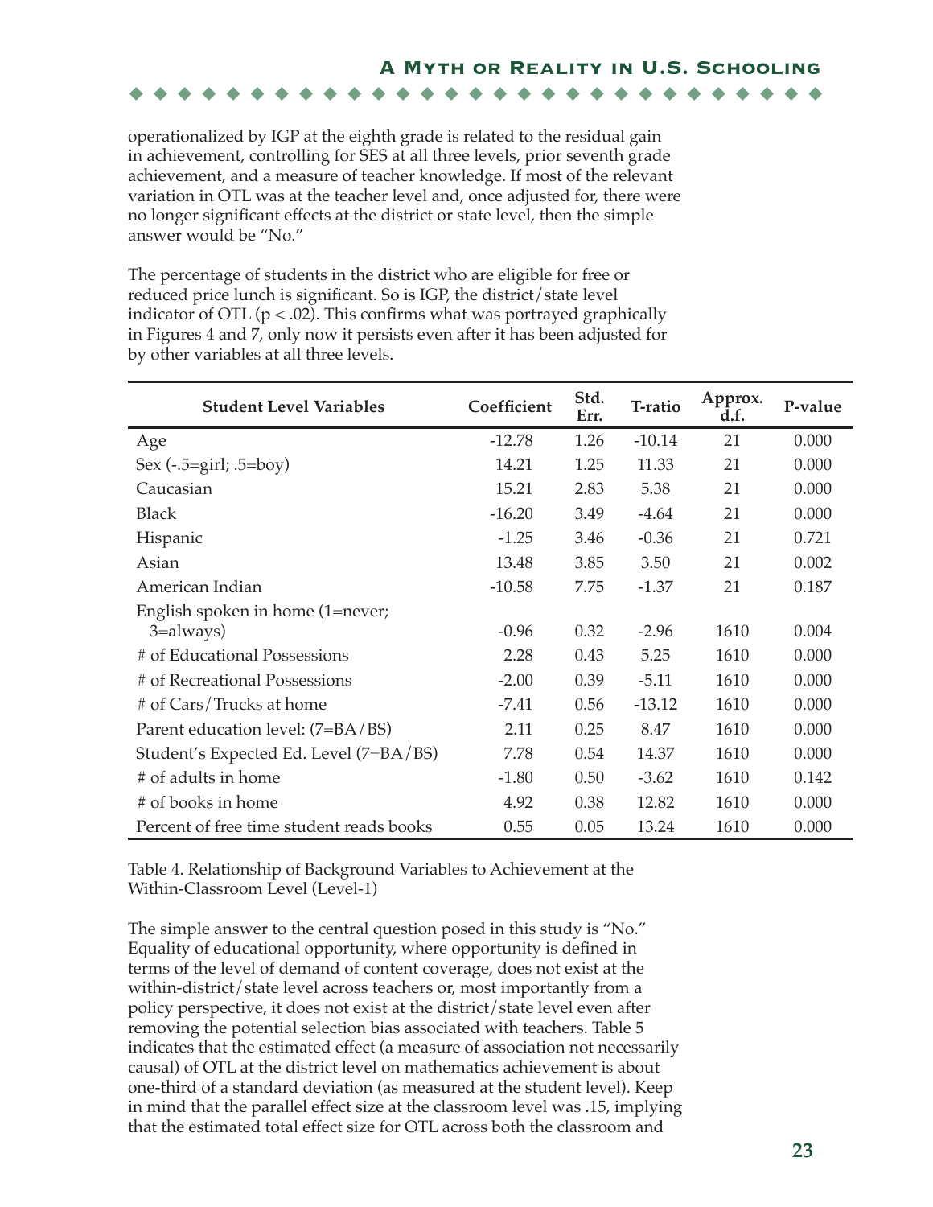operationalized by IGP at the eighth grade is related to the residual gain in achievement, controlling for SES at all three levels, prior seventh grade achievement, and a measure of teacher knowledge. If most of the relevant variation in OTL was at the teacher level and, once adjusted for, there were no longer significant effects at the district or state level, then the simple answer would be "No."

The percentage of students in the district who are eligible for free or reduced price lunch is significant. So is IGP, the district/state level indicator of OTL ($p < .02$). This confirms what was portrayed graphically in Figures 4 and 7, only now it persists even after it has been adjusted for by other variables at all three levels.

| Student Level Variables | Coefficient | Std. Err. | T-ratio | Approx. d.f. | P-value |
|---|---|---|---|---|---|
| Age | -12.78 | 1.26 | -10.14 | 21 | 0.000 |
| Sex (-.5=girl; .5=boy) | 14.21 | 1.25 | 11.33 | 21 | 0.000 |
| Caucasian | 15.21 | 2.83 | 5.38 | 21 | 0.000 |
| Black | -16.20 | 3.49 | -4.64 | 21 | 0.000 |
| Hispanic | -1.25 | 3.46 | -0.36 | 21 | 0.721 |
| Asian | 13.48 | 3.85 | 3.50 | 21 | 0.002 |
| American Indian | -10.58 | 7.75 | -1.37 | 21 | 0.187 |
| English spoken in home (1=never; 3=always) | -0.96 | 0.32 | -2.96 | 1610 | 0.004 |
| # of Educational Possessions | 2.28 | 0.43 | 5.25 | 1610 | 0.000 |
| # of Recreational Possessions | -2.00 | 0.39 | -5.11 | 1610 | 0.000 |
| # of Cars/Trucks at home | -7.41 | 0.56 | -13.12 | 1610 | 0.000 |
| Parent education level: (7=BA/BS) | 2.11 | 0.25 | 8.47 | 1610 | 0.000 |
| Student's Expected Ed. Level (7=BA/BS) | 7.78 | 0.54 | 14.37 | 1610 | 0.000 |
| # of adults in home | -1.80 | 0.50 | -3.62 | 1610 | 0.142 |
| # of books in home | 4.92 | 0.38 | 12.82 | 1610 | 0.000 |
| Percent of free time student reads books | 0.55 | 0.05 | 13.24 | 1610 | 0.000 |

Table 4. Relationship of Background Variables to Achievement at the Within-Classroom Level (Level-1)

The simple answer to the central question posed in this study is "No." Equality of educational opportunity, where opportunity is defined in terms of the level of demand of content coverage, does not exist at the within-district/state level across teachers or, most importantly from a policy perspective, it does not exist at the district/state level even after removing the potential selection bias associated with teachers. Table 5 indicates that the estimated effect (a measure of association not necessarily causal) of OTL at the district level on mathematics achievement is about one-third of a standard deviation (as measured at the student level). Keep in mind that the parallel effect size at the classroom level was .15, implying that the estimated total effect size for OTL across both the classroom and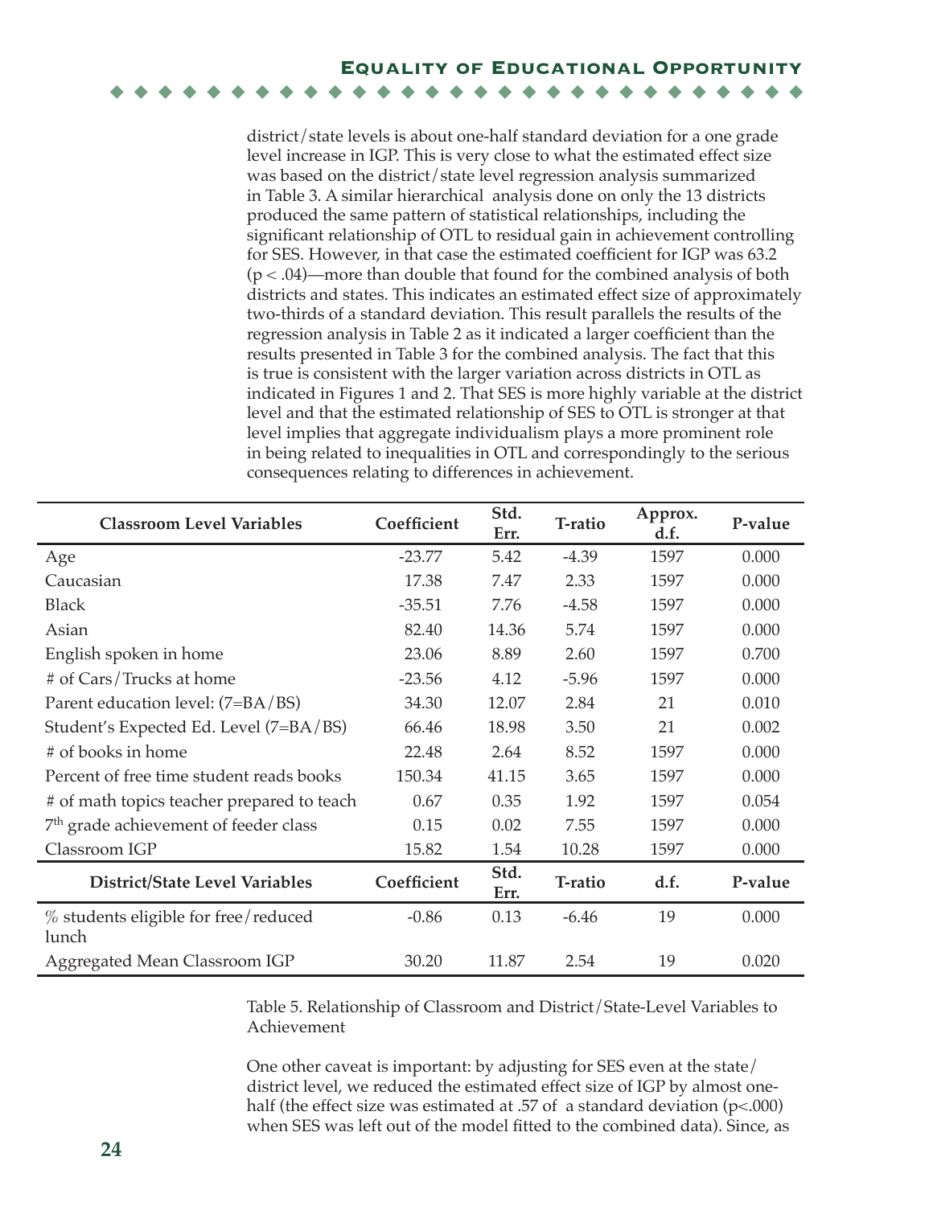district/state levels is about one-half standard deviation for a one grade level increase in IGP. This is very close to what the estimated effect size was based on the district/state level regression analysis summarized in Table 3. A similar hierarchical analysis done on only the 13 districts produced the same pattern of statistical relationships, including the significant relationship of OTL to residual gain in achievement controlling for SES. However, in that case the estimated coefficient for IGP was 63.2 ($p < .04$)—more than double that found for the combined analysis of both districts and states. This indicates an estimated effect size of approximately two-thirds of a standard deviation. This result parallels the results of the regression analysis in Table 2 as it indicated a larger coefficient than the results presented in Table 3 for the combined analysis. The fact that this is true is consistent with the larger variation across districts in OTL as indicated in Figures 1 and 2. That SES is more highly variable at the district level and that the estimated relationship of SES to OTL is stronger at that level implies that aggregate individualism plays a more prominent role in being related to inequalities in OTL and correspondingly to the serious consequences relating to differences in achievement.

| Classroom Level Variables | Coefficient | Std. Err. | T-ratio | Approx. d.f. | P-value |
|---|---|---|---|---|---|
| Age | -23.77 | 5.42 | -4.39 | 1597 | 0.000 |
| Caucasian | 17.38 | 7.47 | 2.33 | 1597 | 0.000 |
| Black | -35.51 | 7.76 | -4.58 | 1597 | 0.000 |
| Asian | 82.40 | 14.36 | 5.74 | 1597 | 0.000 |
| English spoken in home | 23.06 | 8.89 | 2.60 | 1597 | 0.700 |
| # of Cars/Trucks at home | -23.56 | 4.12 | -5.96 | 1597 | 0.000 |
| Parent education level: (7=BA/BS) | 34.30 | 12.07 | 2.84 | 21 | 0.010 |
| Student's Expected Ed. Level (7=BA/BS) | 66.46 | 18.98 | 3.50 | 21 | 0.002 |
| # of books in home | 22.48 | 2.64 | 8.52 | 1597 | 0.000 |
| Percent of free time student reads books | 150.34 | 41.15 | 3.65 | 1597 | 0.000 |
| # of math topics teacher prepared to teach | 0.67 | 0.35 | 1.92 | 1597 | 0.054 |
| 7th grade achievement of feeder class | 0.15 | 0.02 | 7.55 | 1597 | 0.000 |
| Classroom IGP | 15.82 | 1.54 | 10.28 | 1597 | 0.000 |
| **District/State Level Variables** | **Coefficient** | **Std. Err.** | **T-ratio** | **d.f.** | **P-value** |
| % students eligible for free/reduced lunch | -0.86 | 0.13 | -6.46 | 19 | 0.000 |
| Aggregated Mean Classroom IGP | 30.20 | 11.87 | 2.54 | 19 | 0.020 |

Table 5. Relationship of Classroom and District/State-Level Variables to Achievement

One other caveat is important: by adjusting for SES even at the state/district level, we reduced the estimated effect size of IGP by almost one-half (the effect size was estimated at .57 of a standard deviation ($p<.000$) when SES was left out of the model fitted to the combined data). Since, as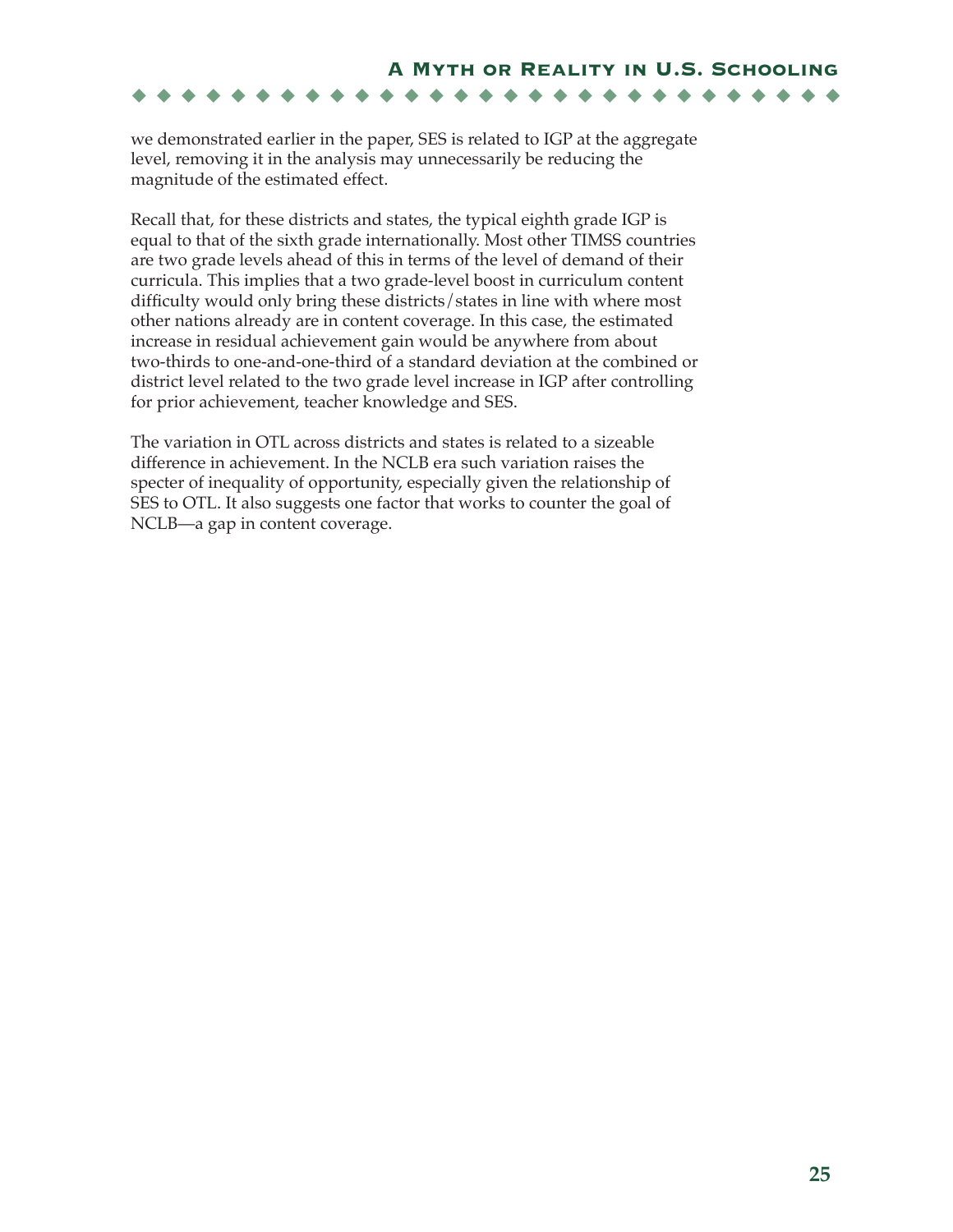we demonstrated earlier in the paper, SES is related to IGP at the aggregate level, removing it in the analysis may unnecessarily be reducing the magnitude of the estimated effect.

Recall that, for these districts and states, the typical eighth grade IGP is equal to that of the sixth grade internationally. Most other TIMSS countries are two grade levels ahead of this in terms of the level of demand of their curricula. This implies that a two grade-level boost in curriculum content difficulty would only bring these districts/states in line with where most other nations already are in content coverage. In this case, the estimated increase in residual achievement gain would be anywhere from about two-thirds to one-and-one-third of a standard deviation at the combined or district level related to the two grade level increase in IGP after controlling for prior achievement, teacher knowledge and SES.

The variation in OTL across districts and states is related to a sizeable difference in achievement. In the NCLB era such variation raises the specter of inequality of opportunity, especially given the relationship of SES to OTL. It also suggests one factor that works to counter the goal of NCLB—a gap in content coverage.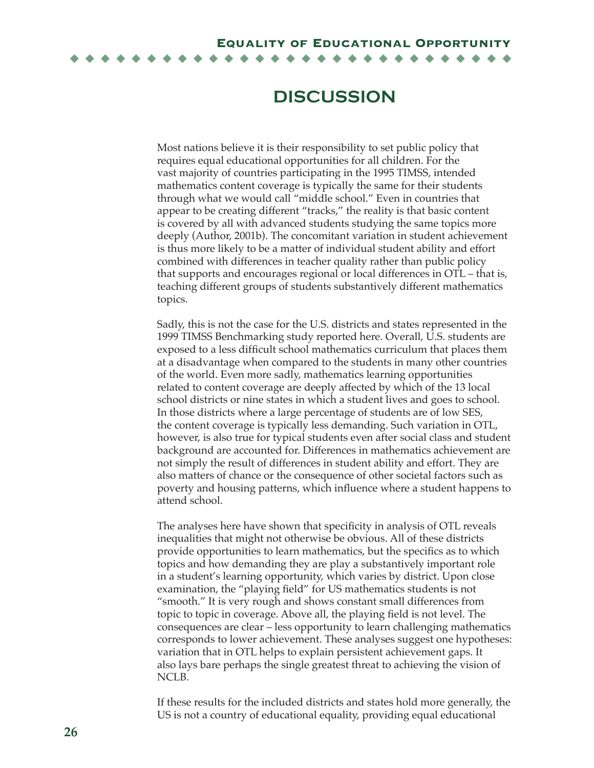# DISCUSSION

Most nations believe it is their responsibility to set public policy that requires equal educational opportunities for all children. For the vast majority of countries participating in the 1995 TIMSS, intended mathematics content coverage is typically the same for their students through what we would call "middle school." Even in countries that appear to be creating different "tracks," the reality is that basic content is covered by all with advanced students studying the same topics more deeply (Author, 2001b). The concomitant variation in student achievement is thus more likely to be a matter of individual student ability and effort combined with differences in teacher quality rather than public policy that supports and encourages regional or local differences in OTL – that is, teaching different groups of students substantively different mathematics topics.

Sadly, this is not the case for the U.S. districts and states represented in the 1999 TIMSS Benchmarking study reported here. Overall, U.S. students are exposed to a less difficult school mathematics curriculum that places them at a disadvantage when compared to the students in many other countries of the world. Even more sadly, mathematics learning opportunities related to content coverage are deeply affected by which of the 13 local school districts or nine states in which a student lives and goes to school. In those districts where a large percentage of students are of low SES, the content coverage is typically less demanding. Such variation in OTL, however, is also true for typical students even after social class and student background are accounted for. Differences in mathematics achievement are not simply the result of differences in student ability and effort. They are also matters of chance or the consequence of other societal factors such as poverty and housing patterns, which influence where a student happens to attend school.

The analyses here have shown that specificity in analysis of OTL reveals inequalities that might not otherwise be obvious. All of these districts provide opportunities to learn mathematics, but the specifics as to which topics and how demanding they are play a substantively important role in a student's learning opportunity, which varies by district. Upon close examination, the "playing field" for US mathematics students is not "smooth." It is very rough and shows constant small differences from topic to topic in coverage. Above all, the playing field is not level. The consequences are clear – less opportunity to learn challenging mathematics corresponds to lower achievement. These analyses suggest one hypotheses: variation that in OTL helps to explain persistent achievement gaps. It also lays bare perhaps the single greatest threat to achieving the vision of NCLB.

If these results for the included districts and states hold more generally, the US is not a country of educational equality, providing equal educational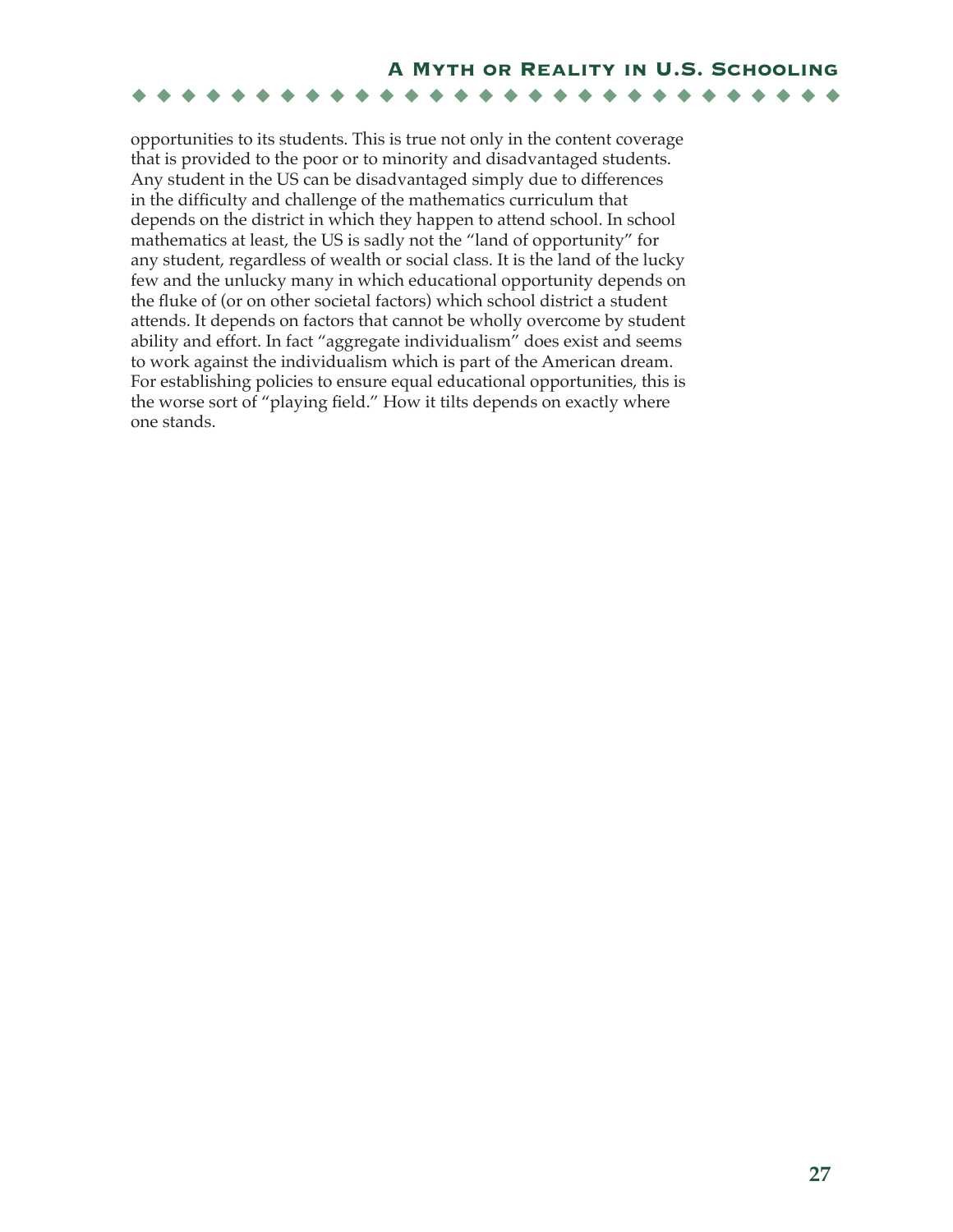opportunities to its students. This is true not only in the content coverage that is provided to the poor or to minority and disadvantaged students. Any student in the US can be disadvantaged simply due to differences in the difficulty and challenge of the mathematics curriculum that depends on the district in which they happen to attend school. In school mathematics at least, the US is sadly not the "land of opportunity" for any student, regardless of wealth or social class. It is the land of the lucky few and the unlucky many in which educational opportunity depends on the fluke of (or on other societal factors) which school district a student attends. It depends on factors that cannot be wholly overcome by student ability and effort. In fact "aggregate individualism" does exist and seems to work against the individualism which is part of the American dream. For establishing policies to ensure equal educational opportunities, this is the worse sort of "playing field." How it tilts depends on exactly where one stands.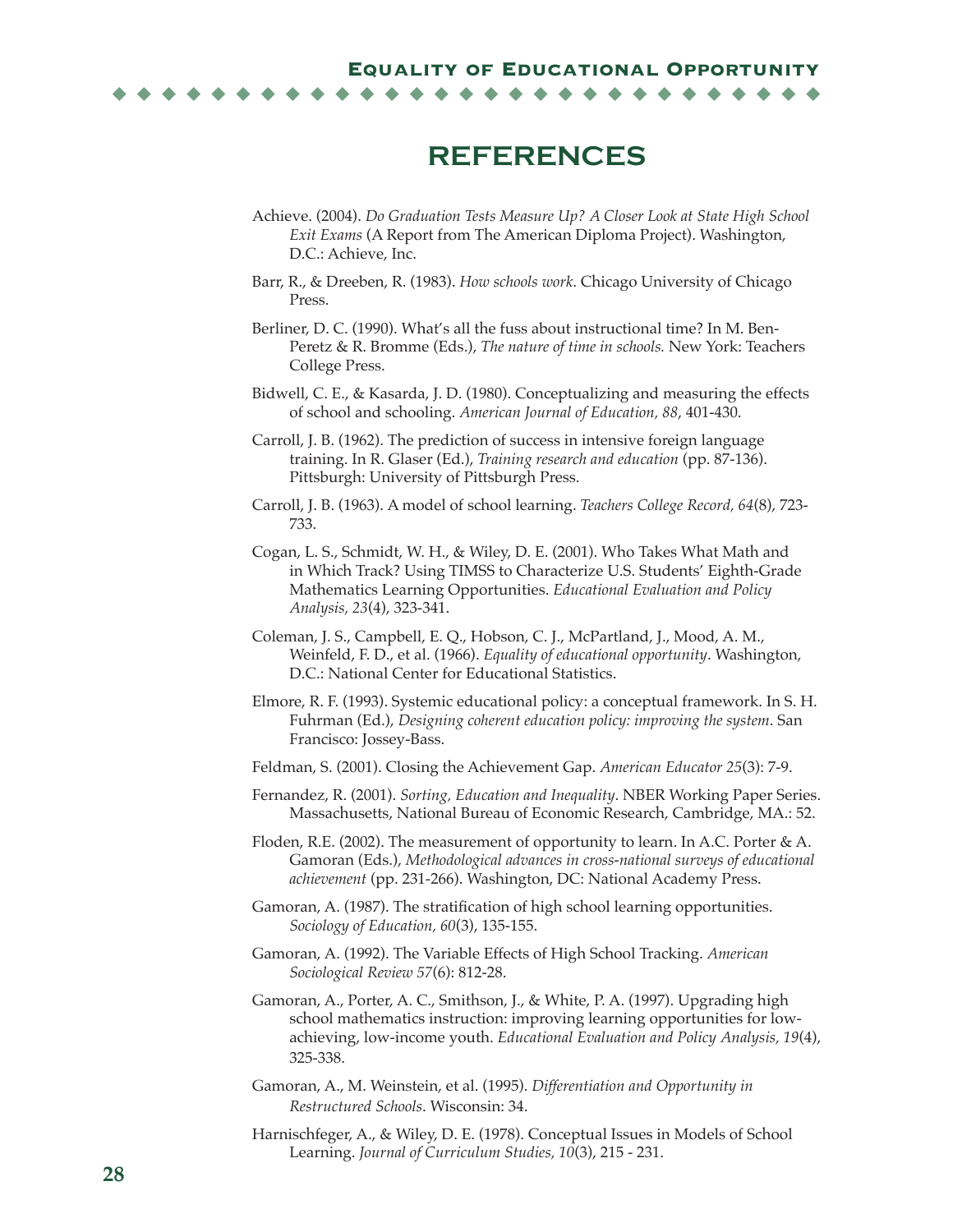# REFERENCES

Achieve. (2004). *Do Graduation Tests Measure Up? A Closer Look at State High School Exit Exams* (A Report from The American Diploma Project). Washington, D.C.: Achieve, Inc.

Barr, R., & Dreeben, R. (1983). *How schools work*. Chicago University of Chicago Press.

Berliner, D. C. (1990). What's all the fuss about instructional time? In M. Ben-Peretz & R. Bromme (Eds.), *The nature of time in schools.* New York: Teachers College Press.

Bidwell, C. E., & Kasarda, J. D. (1980). Conceptualizing and measuring the effects of school and schooling. *American Journal of Education, 88*, 401-430.

Carroll, J. B. (1962). The prediction of success in intensive foreign language training. In R. Glaser (Ed.), *Training research and education* (pp. 87-136). Pittsburgh: University of Pittsburgh Press.

Carroll, J. B. (1963). A model of school learning. *Teachers College Record, 64*(8), 723-733.

Cogan, L. S., Schmidt, W. H., & Wiley, D. E. (2001). Who Takes What Math and in Which Track? Using TIMSS to Characterize U.S. Students' Eighth-Grade Mathematics Learning Opportunities. *Educational Evaluation and Policy Analysis, 23*(4), 323-341.

Coleman, J. S., Campbell, E. Q., Hobson, C. J., McPartland, J., Mood, A. M., Weinfeld, F. D., et al. (1966). *Equality of educational opportunity*. Washington, D.C.: National Center for Educational Statistics.

Elmore, R. F. (1993). Systemic educational policy: a conceptual framework. In S. H. Fuhrman (Ed.), *Designing coherent education policy: improving the system*. San Francisco: Jossey-Bass.

Feldman, S. (2001). Closing the Achievement Gap. *American Educator 25*(3): 7-9.

Fernandez, R. (2001). *Sorting, Education and Inequality*. NBER Working Paper Series. Massachusetts, National Bureau of Economic Research, Cambridge, MA.: 52.

Floden, R.E. (2002). The measurement of opportunity to learn. In A.C. Porter & A. Gamoran (Eds.), *Methodological advances in cross-national surveys of educational achievement* (pp. 231-266). Washington, DC: National Academy Press.

Gamoran, A. (1987). The stratification of high school learning opportunities. *Sociology of Education, 60*(3), 135-155.

Gamoran, A. (1992). The Variable Effects of High School Tracking. *American Sociological Review 57*(6): 812-28.

Gamoran, A., Porter, A. C., Smithson, J., & White, P. A. (1997). Upgrading high school mathematics instruction: improving learning opportunities for low-achieving, low-income youth. *Educational Evaluation and Policy Analysis, 19*(4), 325-338.

Gamoran, A., M. Weinstein, et al. (1995). *Differentiation and Opportunity in Restructured Schools*. Wisconsin: 34.

Harnischfeger, A., & Wiley, D. E. (1978). Conceptual Issues in Models of School Learning. *Journal of Curriculum Studies, 10*(3), 215 - 231.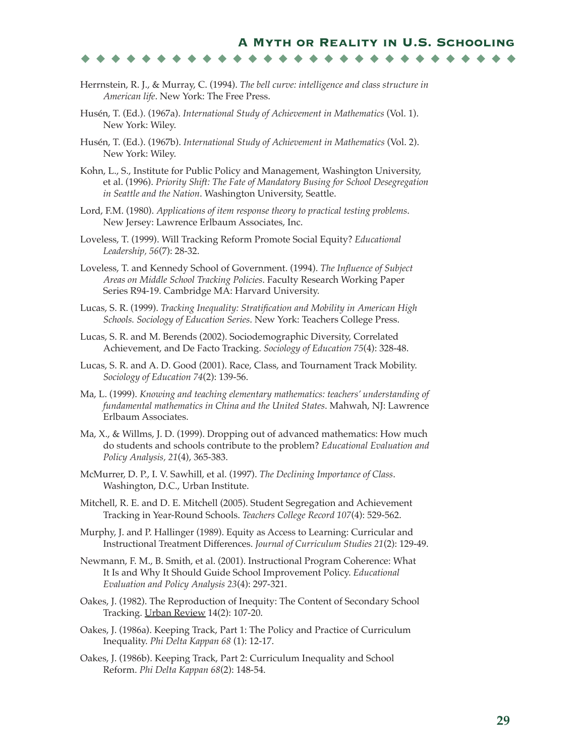Herrnstein, R. J., & Murray, C. (1994). *The bell curve: intelligence and class structure in American life*. New York: The Free Press.

Husén, T. (Ed.). (1967a). *International Study of Achievement in Mathematics* (Vol. 1). New York: Wiley.

Husén, T. (Ed.). (1967b). *International Study of Achievement in Mathematics* (Vol. 2). New York: Wiley.

Kohn, L., S., Institute for Public Policy and Management, Washington University, et al. (1996). *Priority Shift: The Fate of Mandatory Busing for School Desegregation in Seattle and the Nation*. Washington University, Seattle.

Lord, F.M. (1980). *Applications of item response theory to practical testing problems*. New Jersey: Lawrence Erlbaum Associates, Inc.

Loveless, T. (1999). Will Tracking Reform Promote Social Equity? *Educational Leadership, 56*(7): 28-32.

Loveless, T. and Kennedy School of Government. (1994). *The Influence of Subject Areas on Middle School Tracking Policies*. Faculty Research Working Paper Series R94-19. Cambridge MA: Harvard University.

Lucas, S. R. (1999). *Tracking Inequality: Stratification and Mobility in American High Schools. Sociology of Education Series*. New York: Teachers College Press.

Lucas, S. R. and M. Berends (2002). Sociodemographic Diversity, Correlated Achievement, and De Facto Tracking. *Sociology of Education 75*(4): 328-48.

Lucas, S. R. and A. D. Good (2001). Race, Class, and Tournament Track Mobility. *Sociology of Education 74*(2): 139-56.

Ma, L. (1999). *Knowing and teaching elementary mathematics: teachers' understanding of fundamental mathematics in China and the United States*. Mahwah, NJ: Lawrence Erlbaum Associates.

Ma, X., & Willms, J. D. (1999). Dropping out of advanced mathematics: How much do students and schools contribute to the problem? *Educational Evaluation and Policy Analysis, 21*(4), 365-383.

McMurrer, D. P., I. V. Sawhill, et al. (1997). *The Declining Importance of Class*. Washington, D.C., Urban Institute.

Mitchell, R. E. and D. E. Mitchell (2005). Student Segregation and Achievement Tracking in Year-Round Schools. *Teachers College Record 107*(4): 529-562.

Murphy, J. and P. Hallinger (1989). Equity as Access to Learning: Curricular and Instructional Treatment Differences. *Journal of Curriculum Studies 21*(2): 129-49.

Newmann, F. M., B. Smith, et al. (2001). Instructional Program Coherence: What It Is and Why It Should Guide School Improvement Policy. *Educational Evaluation and Policy Analysis 23*(4): 297-321.

Oakes, J. (1982). The Reproduction of Inequity: The Content of Secondary School Tracking. Urban Review 14(2): 107-20.

Oakes, J. (1986a). Keeping Track, Part 1: The Policy and Practice of Curriculum Inequality. *Phi Delta Kappan 68* (1): 12-17.

Oakes, J. (1986b). Keeping Track, Part 2: Curriculum Inequality and School Reform. *Phi Delta Kappan 68*(2): 148-54.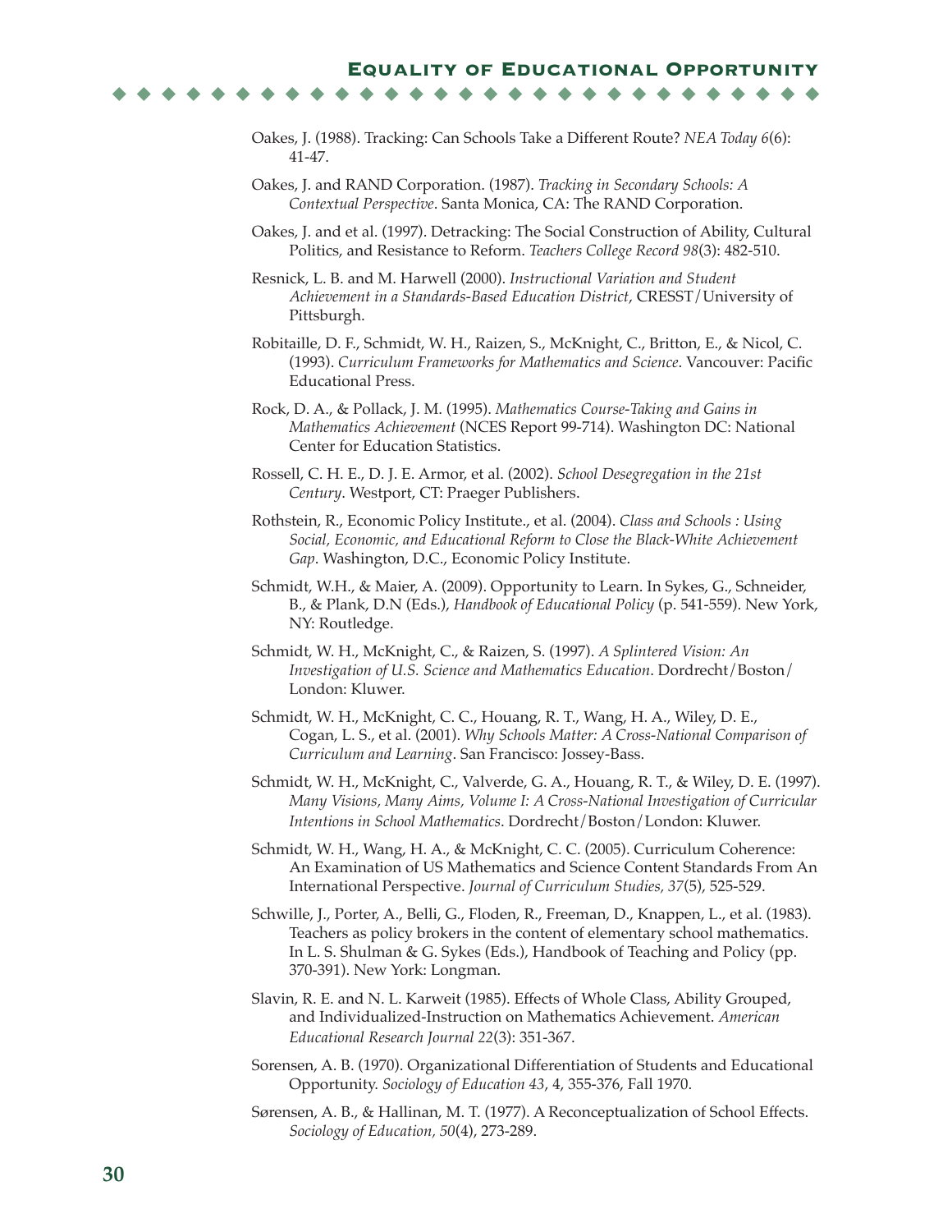Oakes, J. (1988). Tracking: Can Schools Take a Different Route? *NEA Today 6*(6): 41-47.

Oakes, J. and RAND Corporation. (1987). *Tracking in Secondary Schools: A Contextual Perspective*. Santa Monica, CA: The RAND Corporation.

Oakes, J. and et al. (1997). Detracking: The Social Construction of Ability, Cultural Politics, and Resistance to Reform. *Teachers College Record 98*(3): 482-510.

Resnick, L. B. and M. Harwell (2000). *Instructional Variation and Student Achievement in a Standards-Based Education District*, CRESST/University of Pittsburgh.

Robitaille, D. F., Schmidt, W. H., Raizen, S., McKnight, C., Britton, E., & Nicol, C. (1993). *Curriculum Frameworks for Mathematics and Science*. Vancouver: Pacific Educational Press.

Rock, D. A., & Pollack, J. M. (1995). *Mathematics Course-Taking and Gains in Mathematics Achievement* (NCES Report 99-714). Washington DC: National Center for Education Statistics.

Rossell, C. H. E., D. J. E. Armor, et al. (2002). *School Desegregation in the 21st Century*. Westport, CT: Praeger Publishers.

Rothstein, R., Economic Policy Institute., et al. (2004). *Class and Schools : Using Social, Economic, and Educational Reform to Close the Black-White Achievement Gap*. Washington, D.C., Economic Policy Institute.

Schmidt, W.H., & Maier, A. (2009). Opportunity to Learn. In Sykes, G., Schneider, B., & Plank, D.N (Eds.), *Handbook of Educational Policy* (p. 541-559). New York, NY: Routledge.

Schmidt, W. H., McKnight, C., & Raizen, S. (1997). *A Splintered Vision: An Investigation of U.S. Science and Mathematics Education*. Dordrecht/Boston/London: Kluwer.

Schmidt, W. H., McKnight, C. C., Houang, R. T., Wang, H. A., Wiley, D. E., Cogan, L. S., et al. (2001). *Why Schools Matter: A Cross-National Comparison of Curriculum and Learning*. San Francisco: Jossey-Bass.

Schmidt, W. H., McKnight, C., Valverde, G. A., Houang, R. T., & Wiley, D. E. (1997). *Many Visions, Many Aims, Volume I: A Cross-National Investigation of Curricular Intentions in School Mathematics*. Dordrecht/Boston/London: Kluwer.

Schmidt, W. H., Wang, H. A., & McKnight, C. C. (2005). Curriculum Coherence: An Examination of US Mathematics and Science Content Standards From An International Perspective. *Journal of Curriculum Studies, 37*(5), 525-529.

Schwille, J., Porter, A., Belli, G., Floden, R., Freeman, D., Knappen, L., et al. (1983). Teachers as policy brokers in the content of elementary school mathematics. In L. S. Shulman & G. Sykes (Eds.), Handbook of Teaching and Policy (pp. 370-391). New York: Longman.

Slavin, R. E. and N. L. Karweit (1985). Effects of Whole Class, Ability Grouped, and Individualized-Instruction on Mathematics Achievement. *American Educational Research Journal 22*(3): 351-367.

Sorensen, A. B. (1970). Organizational Differentiation of Students and Educational Opportunity. *Sociology of Education 43*, 4, 355-376, Fall 1970.

Sørensen, A. B., & Hallinan, M. T. (1977). A Reconceptualization of School Effects. *Sociology of Education, 50*(4), 273-289.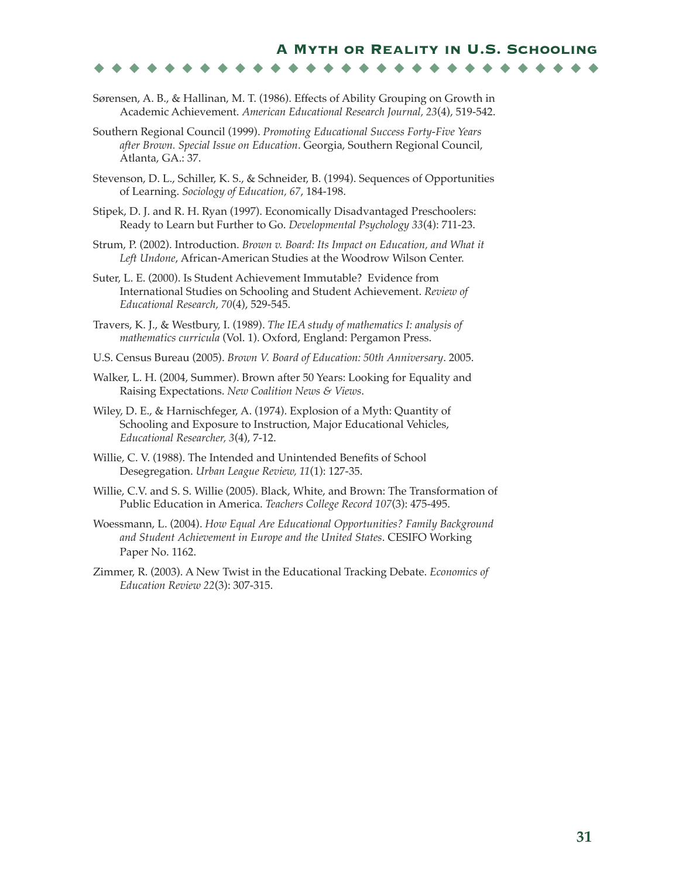Sørensen, A. B., & Hallinan, M. T. (1986). Effects of Ability Grouping on Growth in Academic Achievement. *American Educational Research Journal, 23*(4), 519-542.

Southern Regional Council (1999). *Promoting Educational Success Forty-Five Years after Brown. Special Issue on Education*. Georgia, Southern Regional Council, Atlanta, GA.: 37.

Stevenson, D. L., Schiller, K. S., & Schneider, B. (1994). Sequences of Opportunities of Learning. *Sociology of Education, 67*, 184-198.

Stipek, D. J. and R. H. Ryan (1997). Economically Disadvantaged Preschoolers: Ready to Learn but Further to Go. *Developmental Psychology 33*(4): 711-23.

Strum, P. (2002). Introduction. *Brown v. Board: Its Impact on Education, and What it Left Undone*, African-American Studies at the Woodrow Wilson Center.

Suter, L. E. (2000). Is Student Achievement Immutable? Evidence from International Studies on Schooling and Student Achievement. *Review of Educational Research, 70*(4), 529-545.

Travers, K. J., & Westbury, I. (1989). *The IEA study of mathematics I: analysis of mathematics curricula* (Vol. 1). Oxford, England: Pergamon Press.

U.S. Census Bureau (2005). *Brown V. Board of Education: 50th Anniversary*. 2005.

Walker, L. H. (2004, Summer). Brown after 50 Years: Looking for Equality and Raising Expectations. *New Coalition News & Views*.

Wiley, D. E., & Harnischfeger, A. (1974). Explosion of a Myth: Quantity of Schooling and Exposure to Instruction, Major Educational Vehicles, *Educational Researcher, 3*(4), 7-12.

Willie, C. V. (1988). The Intended and Unintended Benefits of School Desegregation. *Urban League Review, 11*(1): 127-35.

Willie, C.V. and S. S. Willie (2005). Black, White, and Brown: The Transformation of Public Education in America. *Teachers College Record 107*(3): 475-495.

Woessmann, L. (2004). *How Equal Are Educational Opportunities? Family Background and Student Achievement in Europe and the United States*. CESIFO Working Paper No. 1162.

Zimmer, R. (2003). A New Twist in the Educational Tracking Debate. *Economics of Education Review 22*(3): 307-315.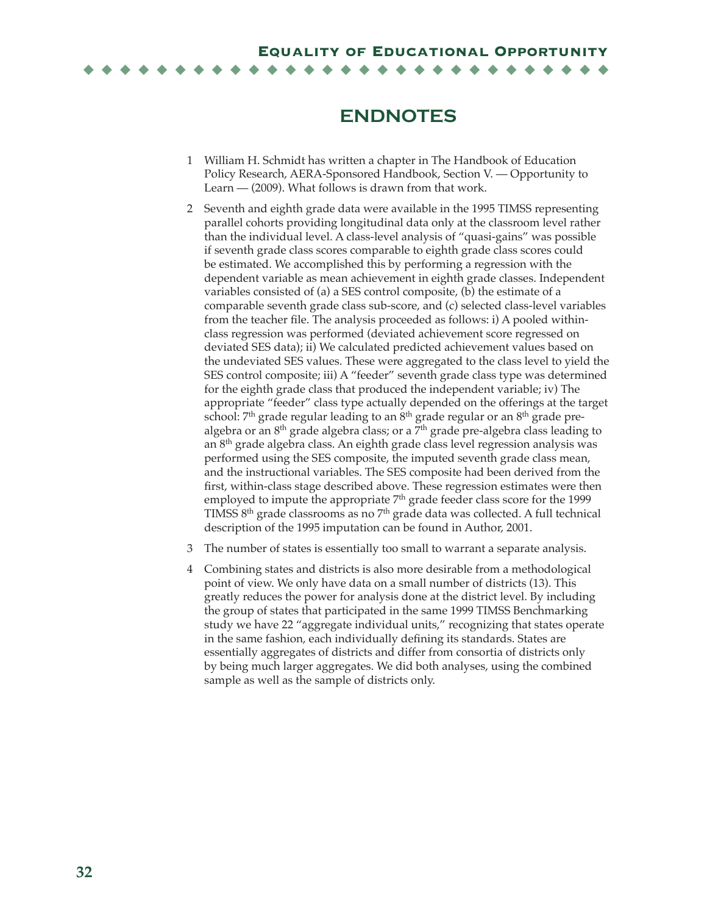# ENDNOTES

1. William H. Schmidt has written a chapter in The Handbook of Education Policy Research, AERA-Sponsored Handbook, Section V. — Opportunity to Learn — (2009). What follows is drawn from that work.

2. Seventh and eighth grade data were available in the 1995 TIMSS representing parallel cohorts providing longitudinal data only at the classroom level rather than the individual level. A class-level analysis of "quasi-gains" was possible if seventh grade class scores comparable to eighth grade class scores could be estimated. We accomplished this by performing a regression with the dependent variable as mean achievement in eighth grade classes. Independent variables consisted of (a) a SES control composite, (b) the estimate of a comparable seventh grade class sub-score, and (c) selected class-level variables from the teacher file. The analysis proceeded as follows: i) A pooled within-class regression was performed (deviated achievement score regressed on deviated SES data); ii) We calculated predicted achievement values based on the undeviated SES values. These were aggregated to the class level to yield the SES control composite; iii) A "feeder" seventh grade class type was determined for the eighth grade class that produced the independent variable; iv) The appropriate "feeder" class type actually depended on the offerings at the target school: 7th grade regular leading to an 8th grade regular or an 8th grade pre-algebra or an 8th grade algebra class; or a 7th grade pre-algebra class leading to an 8th grade algebra class. An eighth grade class level regression analysis was performed using the SES composite, the imputed seventh grade class mean, and the instructional variables. The SES composite had been derived from the first, within-class stage described above. These regression estimates were then employed to impute the appropriate 7th grade feeder class score for the 1999 TIMSS 8th grade classrooms as no 7th grade data was collected. A full technical description of the 1995 imputation can be found in Author, 2001.

3. The number of states is essentially too small to warrant a separate analysis.

4. Combining states and districts is also more desirable from a methodological point of view. We only have data on a small number of districts (13). This greatly reduces the power for analysis done at the district level. By including the group of states that participated in the same 1999 TIMSS Benchmarking study we have 22 "aggregate individual units," recognizing that states operate in the same fashion, each individually defining its standards. States are essentially aggregates of districts and differ from consortia of districts only by being much larger aggregates. We did both analyses, using the combined sample as well as the sample of districts only.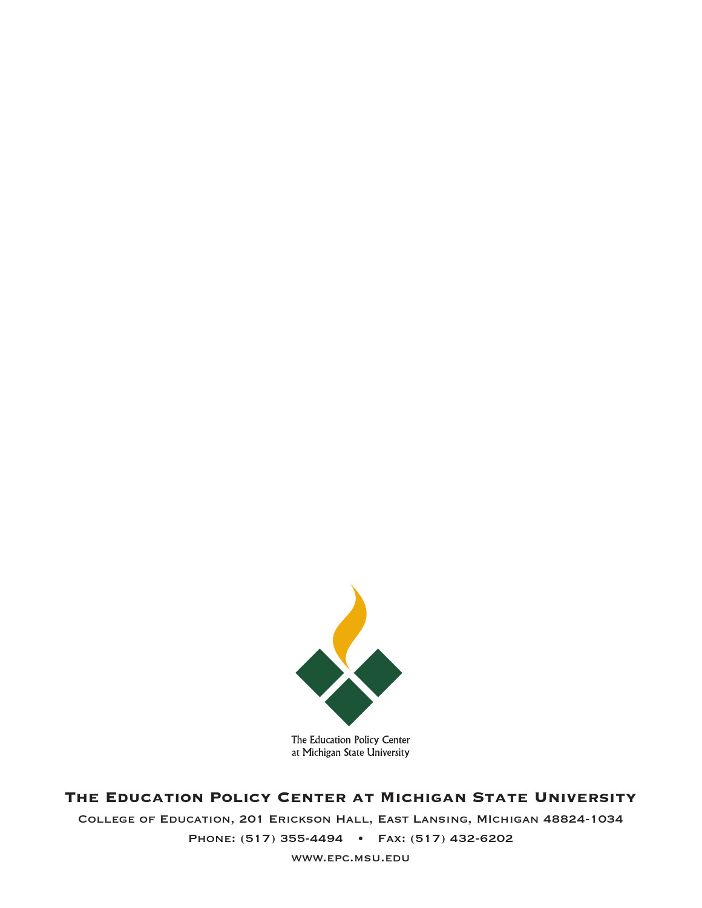The Education Policy Center
at Michigan State University

**The Education Policy Center at Michigan State University**

College of Education, 201 Erickson Hall, East Lansing, Michigan 48824-1034

Phone: (517) 355-4494 • Fax: (517) 432-6202

www.epc.msu.edu